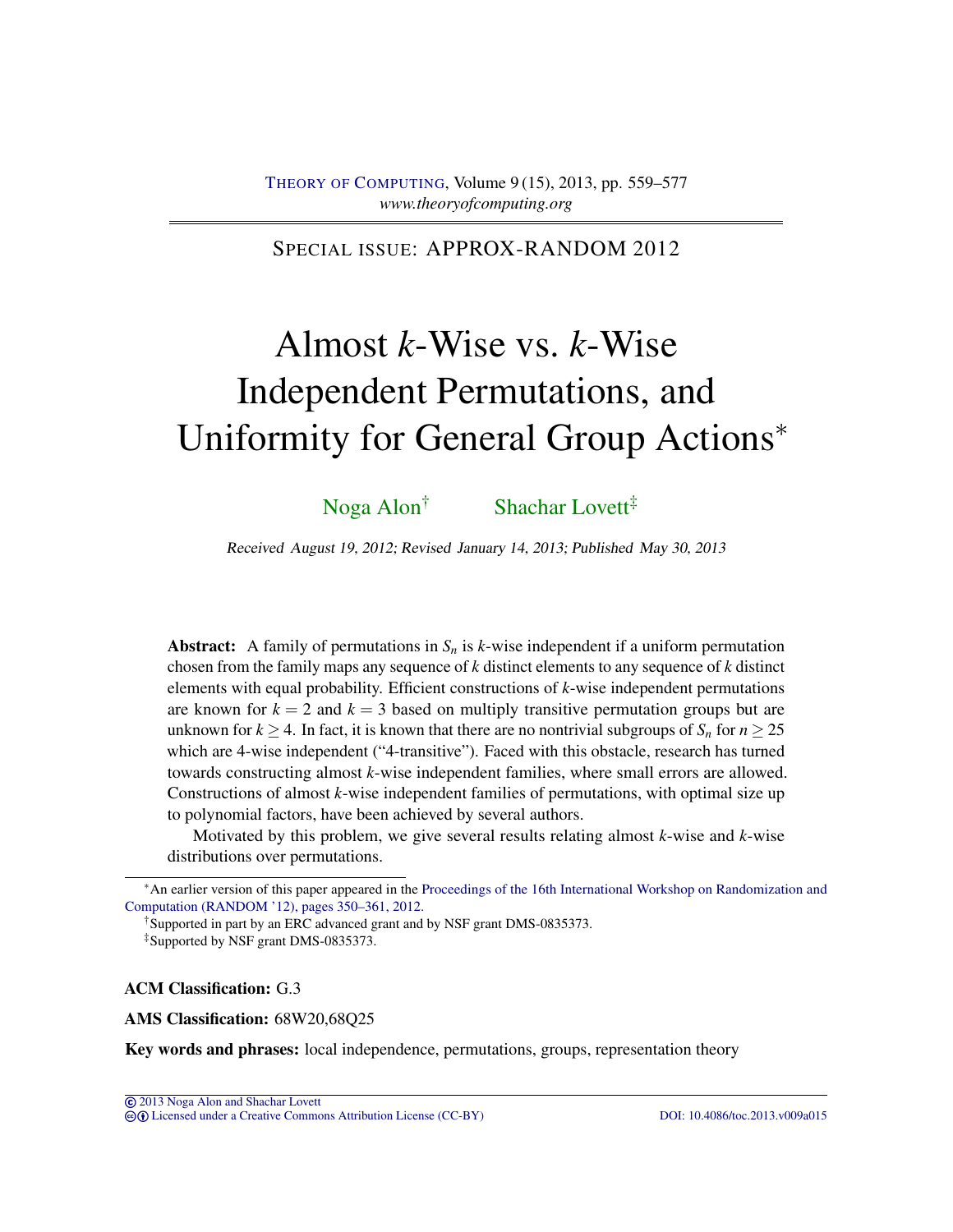SPECIAL ISSUE: APPROX-RANDOM 2012

# Almost $k$-Wise vs. $k$-Wise Independent Permutations, and Uniformity for General Group Actions*

Noga Alon[†] Shachar Lovett[‡]

Received August 19, 2012; Revised January 14, 2013; Published May 30, 2013

**Abstract:** A family of permutations in $S_n$ is $k$-wise independent if a uniform permutation chosen from the family maps any sequence of $k$ distinct elements to any sequence of $k$ distinct elements with equal probability. Efficient constructions of $k$-wise independent permutations are known for $k = 2$ and $k = 3$ based on multiply transitive permutation groups but are unknown for $k \geq 4$. In fact, it is known that there are no nontrivial subgroups of $S_n$ for $n \geq 25$ which are 4-wise independent ("4-transitive"). Faced with this obstacle, research has turned towards constructing almost $k$-wise independent families, where small errors are allowed. Constructions of almost $k$-wise independent families of permutations, with optimal size up to polynomial factors, have been achieved by several authors.

Motivated by this problem, we give several results relating almost $k$-wise and $k$-wise distributions over permutations.

*An earlier version of this paper appeared in the Proceedings of the 16th International Workshop on Randomization and Computation (RANDOM '12), pages 350–361, 2012.

[†]Supported in part by an ERC advanced grant and by NSF grant DMS-0835373.

[‡]Supported by NSF grant DMS-0835373.

**ACM Classification:** G.3

**AMS Classification:** 68W20,68Q25

**Key words and phrases:** local independence, permutations, groups, representation theory

© 2013 Noga Alon and Shachar Lovett
Licensed under a Creative Commons Attribution License (CC-BY) DOI: 10.4086/toc.2013.v009a015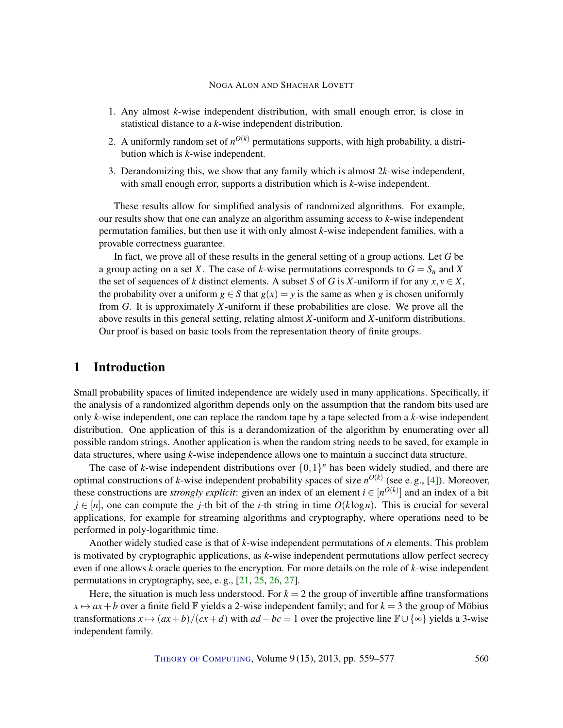1. Any almost $k$-wise independent distribution, with small enough error, is close in statistical distance to a $k$-wise independent distribution.
2. A uniformly random set of $n^{O(k)}$ permutations supports, with high probability, a distribution which is $k$-wise independent.
3. Derandomizing this, we show that any family which is almost $2k$-wise independent, with small enough error, supports a distribution which is $k$-wise independent.

These results allow for simplified analysis of randomized algorithms. For example, our results show that one can analyze an algorithm assuming access to $k$-wise independent permutation families, but then use it with only almost $k$-wise independent families, with a provable correctness guarantee.

In fact, we prove all of these results in the general setting of a group actions. Let $G$ be a group acting on a set $X$. The case of $k$-wise permutations corresponds to $G = S_n$ and $X$ the set of sequences of $k$ distinct elements. A subset $S$ of $G$ is $X$-uniform if for any $x, y \in X$, the probability over a uniform $g \in S$ that $g(x) = y$ is the same as when $g$ is chosen uniformly from $G$. It is approximately $X$-uniform if these probabilities are close. We prove all the above results in this general setting, relating almost $X$-uniform and $X$-uniform distributions. Our proof is based on basic tools from the representation theory of finite groups.

# 1 Introduction

Small probability spaces of limited independence are widely used in many applications. Specifically, if the analysis of a randomized algorithm depends only on the assumption that the random bits used are only $k$-wise independent, one can replace the random tape by a tape selected from a $k$-wise independent distribution. One application of this is a derandomization of the algorithm by enumerating over all possible random strings. Another application is when the random string needs to be saved, for example in data structures, where using $k$-wise independence allows one to maintain a succinct data structure.

The case of $k$-wise independent distributions over $\{0,1\}^n$ has been widely studied, and there are optimal constructions of $k$-wise independent probability spaces of size $n^{O(k)}$ (see e. g., [4]). Moreover, these constructions are *strongly explicit*: given an index of an element $i \in [n^{O(k)}]$ and an index of a bit $j \in [n]$, one can compute the $j$-th bit of the $i$-th string in time $O(k \log n)$. This is crucial for several applications, for example for streaming algorithms and cryptography, where operations need to be performed in poly-logarithmic time.

Another widely studied case is that of $k$-wise independent permutations of $n$ elements. This problem is motivated by cryptographic applications, as $k$-wise independent permutations allow perfect secrecy even if one allows $k$ oracle queries to the encryption. For more details on the role of $k$-wise independent permutations in cryptography, see, e. g., [21, 25, 26, 27].

Here, the situation is much less understood. For $k = 2$ the group of invertible affine transformations $x \mapsto ax + b$ over a finite field $\mathbb{F}$ yields a 2-wise independent family; and for $k = 3$ the group of Möbius transformations $x \mapsto (ax + b)/(cx + d)$ with $ad - bc = 1$ over the projective line $\mathbb{F} \cup \{\infty\}$ yields a 3-wise independent family.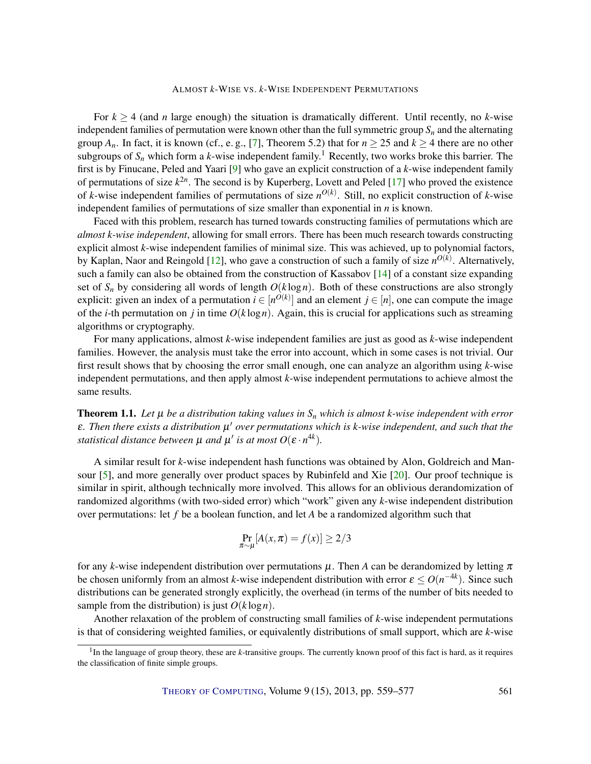For $k \geq 4$ (and $n$ large enough) the situation is dramatically different. Until recently, no $k$-wise independent families of permutation were known other than the full symmetric group $S_n$ and the alternating group $A_n$. In fact, it is known (cf., e. g., [7], Theorem 5.2) that for $n \geq 25$ and $k \geq 4$ there are no other subgroups of $S_n$ which form a $k$-wise independent family.[1] Recently, two works broke this barrier. The first is by Finucane, Peled and Yaari [9] who gave an explicit construction of a $k$-wise independent family of permutations of size $k^{2n}$. The second is by Kuperberg, Lovett and Peled [17] who proved the existence of $k$-wise independent families of permutations of size $n^{O(k)}$. Still, no explicit construction of $k$-wise independent families of permutations of size smaller than exponential in $n$ is known.

Faced with this problem, research has turned towards constructing families of permutations which are *almost k-wise independent*, allowing for small errors. There has been much research towards constructing explicit almost $k$-wise independent families of minimal size. This was achieved, up to polynomial factors, by Kaplan, Naor and Reingold [12], who gave a construction of such a family of size $n^{O(k)}$. Alternatively, such a family can also be obtained from the construction of Kassabov [14] of a constant size expanding set of $S_n$ by considering all words of length $O(k \log n)$. Both of these constructions are also strongly explicit: given an index of a permutation $i \in [n^{O(k)}]$ and an element $j \in [n]$, one can compute the image of the $i$-th permutation on $j$ in time $O(k \log n)$. Again, this is crucial for applications such as streaming algorithms or cryptography.

For many applications, almost $k$-wise independent families are just as good as $k$-wise independent families. However, the analysis must take the error into account, which in some cases is not trivial. Our first result shows that by choosing the error small enough, one can analyze an algorithm using $k$-wise independent permutations, and then apply almost $k$-wise independent permutations to achieve almost the same results.

**Theorem 1.1.** *Let $\mu$ be a distribution taking values in $S_n$ which is almost $k$-wise independent with error $\varepsilon$. Then there exists a distribution $\mu'$ over permutations which is $k$-wise independent, and such that the statistical distance between $\mu$ and $\mu'$ is at most $O(\varepsilon \cdot n^{4k})$.*

A similar result for $k$-wise independent hash functions was obtained by Alon, Goldreich and Mansour [5], and more generally over product spaces by Rubinfeld and Xie [20]. Our proof technique is similar in spirit, although technically more involved. This allows for an oblivious derandomization of randomized algorithms (with two-sided error) which "work" given any $k$-wise independent distribution over permutations: let $f$ be a boolean function, and let $A$ be a randomized algorithm such that

$$\Pr_{\pi \sim \mu}[A(x, \pi) = f(x)] \geq 2/3$$

for any $k$-wise independent distribution over permutations $\mu$. Then $A$ can be derandomized by letting $\pi$ be chosen uniformly from an almost $k$-wise independent distribution with error $\varepsilon \leq O(n^{-4k})$. Since such distributions can be generated strongly explicitly, the overhead (in terms of the number of bits needed to sample from the distribution) is just $O(k \log n)$.

Another relaxation of the problem of constructing small families of $k$-wise independent permutations is that of considering weighted families, or equivalently distributions of small support, which are $k$-wise

[1] In the language of group theory, these are $k$-transitive groups. The currently known proof of this fact is hard, as it requires the classification of finite simple groups.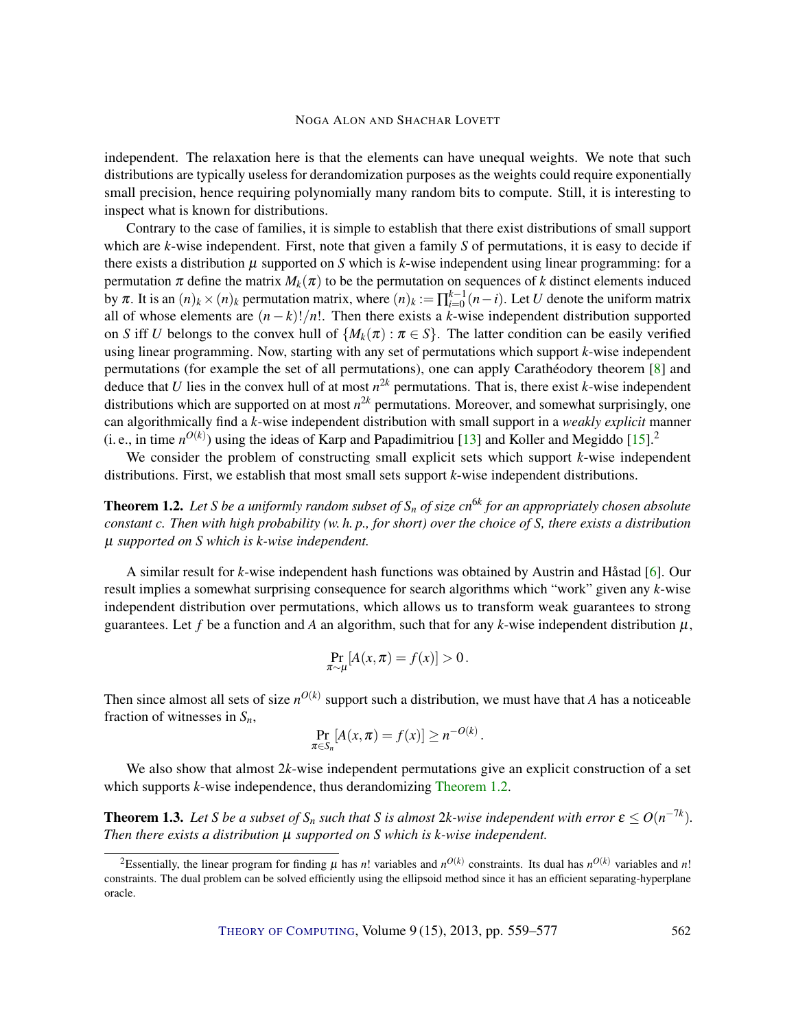independent. The relaxation here is that the elements can have unequal weights. We note that such distributions are typically useless for derandomization purposes as the weights could require exponentially small precision, hence requiring polynomially many random bits to compute. Still, it is interesting to inspect what is known for distributions.

Contrary to the case of families, it is simple to establish that there exist distributions of small support which are $k$-wise independent. First, note that given a family $S$ of permutations, it is easy to decide if there exists a distribution $\mu$ supported on $S$ which is $k$-wise independent using linear programming: for a permutation $\pi$ define the matrix $M_k(\pi)$ to be the permutation on sequences of $k$ distinct elements induced by $\pi$. It is an $(n)_k \times (n)_k$ permutation matrix, where $(n)_k := \prod_{i=0}^{k-1}(n-i)$. Let $U$ denote the uniform matrix all of whose elements are $(n-k)!/n!$. Then there exists a $k$-wise independent distribution supported on $S$ iff $U$ belongs to the convex hull of $\{M_k(\pi) : \pi \in S\}$. The latter condition can be easily verified using linear programming. Now, starting with any set of permutations which support $k$-wise independent permutations (for example the set of all permutations), one can apply Carathéodory theorem [8] and deduce that $U$ lies in the convex hull of at most $n^{2k}$ permutations. That is, there exist $k$-wise independent distributions which are supported on at most $n^{2k}$ permutations. Moreover, and somewhat surprisingly, one can algorithmically find a $k$-wise independent distribution with small support in a *weakly explicit* manner (i. e., in time $n^{O(k)}$) using the ideas of Karp and Papadimitriou [13] and Koller and Megiddo [15].[2]

We consider the problem of constructing small explicit sets which support $k$-wise independent distributions. First, we establish that most small sets support $k$-wise independent distributions.

**Theorem 1.2.** *Let $S$ be a uniformly random subset of $S_n$ of size $cn^{6k}$ for an appropriately chosen absolute constant $c$. Then with high probability (w. h. p., for short) over the choice of $S$, there exists a distribution $\mu$ supported on $S$ which is $k$-wise independent.*

A similar result for $k$-wise independent hash functions was obtained by Austrin and Håstad [6]. Our result implies a somewhat surprising consequence for search algorithms which "work" given any $k$-wise independent distribution over permutations, which allows us to transform weak guarantees to strong guarantees. Let $f$ be a function and $A$ an algorithm, such that for any $k$-wise independent distribution $\mu$,

$$\Pr_{\pi \sim \mu}[A(x,\pi) = f(x)] > 0\,.$$

Then since almost all sets of size $n^{O(k)}$ support such a distribution, we must have that $A$ has a noticeable fraction of witnesses in $S_n$,

$$\Pr_{\pi \in S_n}[A(x,\pi) = f(x)] \geq n^{-O(k)}\,.$$

We also show that almost $2k$-wise independent permutations give an explicit construction of a set which supports $k$-wise independence, thus derandomizing Theorem 1.2.

**Theorem 1.3.** *Let $S$ be a subset of $S_n$ such that $S$ is almost $2k$-wise independent with error $\varepsilon \leq O(n^{-7k})$. Then there exists a distribution $\mu$ supported on $S$ which is $k$-wise independent.*

[2] Essentially, the linear program for finding $\mu$ has $n!$ variables and $n^{O(k)}$ constraints. Its dual has $n^{O(k)}$ variables and $n!$ constraints. The dual problem can be solved efficiently using the ellipsoid method since it has an efficient separating-hyperplane oracle.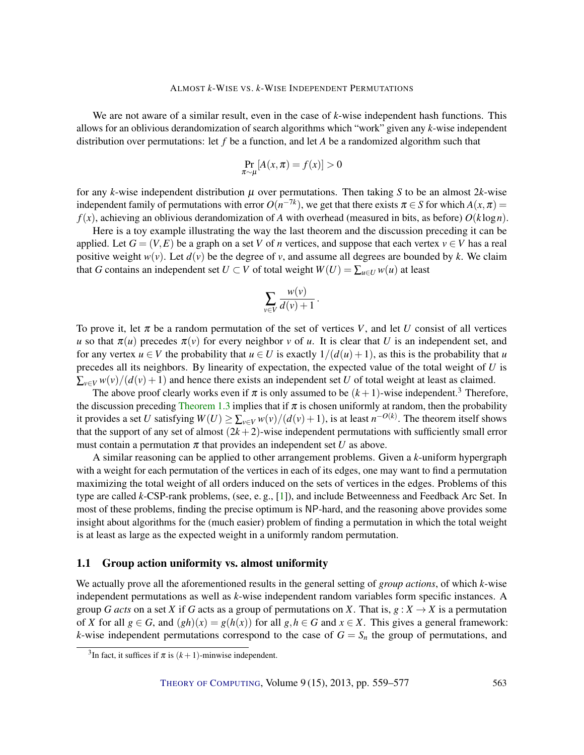We are not aware of a similar result, even in the case of $k$-wise independent hash functions. This allows for an oblivious derandomization of search algorithms which "work" given any $k$-wise independent distribution over permutations: let $f$ be a function, and let $A$ be a randomized algorithm such that

$$\Pr_{\pi \sim \mu}[A(x,\pi) = f(x)] > 0$$

for any $k$-wise independent distribution $\mu$ over permutations. Then taking $S$ to be an almost $2k$-wise independent family of permutations with error $O(n^{-7k})$, we get that there exists $\pi \in S$ for which $A(x,\pi) = f(x)$, achieving an oblivious derandomization of $A$ with overhead (measured in bits, as before) $O(k \log n)$.

Here is a toy example illustrating the way the last theorem and the discussion preceding it can be applied. Let $G = (V,E)$ be a graph on a set $V$ of $n$ vertices, and suppose that each vertex $v \in V$ has a real positive weight $w(v)$. Let $d(v)$ be the degree of $v$, and assume all degrees are bounded by $k$. We claim that $G$ contains an independent set $U \subset V$ of total weight $W(U) = \sum_{u \in U} w(u)$ at least

$$\sum_{v \in V} \frac{w(v)}{d(v)+1}.$$

To prove it, let $\pi$ be a random permutation of the set of vertices $V$, and let $U$ consist of all vertices $u$ so that $\pi(u)$ precedes $\pi(v)$ for every neighbor $v$ of $u$. It is clear that $U$ is an independent set, and for any vertex $u \in V$ the probability that $u \in U$ is exactly $1/(d(u)+1)$, as this is the probability that $u$ precedes all its neighbors. By linearity of expectation, the expected value of the total weight of $U$ is $\sum_{v \in V} w(v)/(d(v)+1)$ and hence there exists an independent set $U$ of total weight at least as claimed.

The above proof clearly works even if $\pi$ is only assumed to be $(k+1)$-wise independent.[3] Therefore, the discussion preceding Theorem 1.3 implies that if $\pi$ is chosen uniformly at random, then the probability it provides a set $U$ satisfying $W(U) \geq \sum_{v \in V} w(v)/(d(v)+1)$, is at least $n^{-O(k)}$. The theorem itself shows that the support of any set of almost $(2k+2)$-wise independent permutations with sufficiently small error must contain a permutation $\pi$ that provides an independent set $U$ as above.

A similar reasoning can be applied to other arrangement problems. Given a $k$-uniform hypergraph with a weight for each permutation of the vertices in each of its edges, one may want to find a permutation maximizing the total weight of all orders induced on the sets of vertices in the edges. Problems of this type are called $k$-CSP-rank problems, (see, e. g., [1]), and include Betweenness and Feedback Arc Set. In most of these problems, finding the precise optimum is NP-hard, and the reasoning above provides some insight about algorithms for the (much easier) problem of finding a permutation in which the total weight is at least as large as the expected weight in a uniformly random permutation.

## 1.1 Group action uniformity vs. almost uniformity

We actually prove all the aforementioned results in the general setting of *group actions*, of which $k$-wise independent permutations as well as $k$-wise independent random variables form specific instances. A group $G$ *acts* on a set $X$ if $G$ acts as a group of permutations on $X$. That is, $g : X \to X$ is a permutation of $X$ for all $g \in G$, and $(gh)(x) = g(h(x))$ for all $g,h \in G$ and $x \in X$. This gives a general framework: $k$-wise independent permutations correspond to the case of $G = S_n$ the group of permutations, and

[3] In fact, it suffices if $\pi$ is $(k+1)$-minwise independent.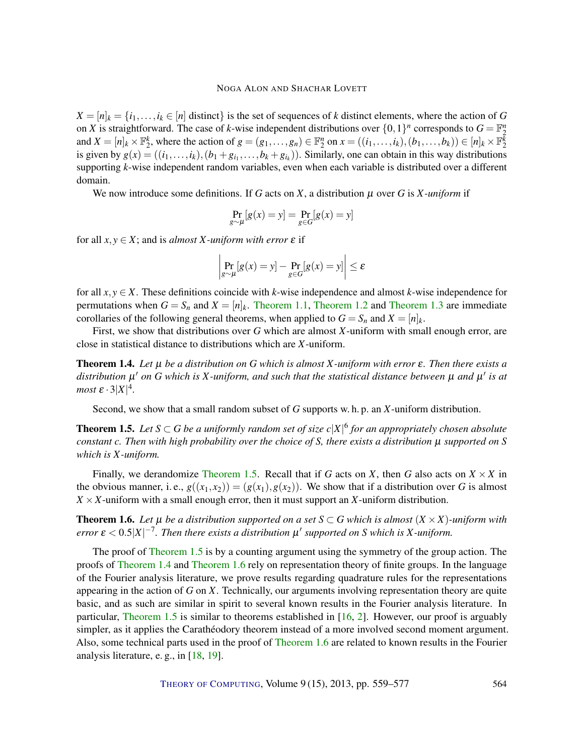$X = [n]_k = \{i_1, \dots, i_k \in [n] \text{ distinct}\}$ is the set of sequences of $k$ distinct elements, where the action of $G$ on $X$ is straightforward. The case of $k$-wise independent distributions over $\{0,1\}^n$ corresponds to $G = \mathbb{F}_2^n$ and $X = [n]_k \times \mathbb{F}_2^k$, where the action of $g = (g_1, \dots, g_n) \in \mathbb{F}_2^n$ on $x = ((i_1, \dots, i_k), (b_1, \dots, b_k)) \in [n]_k \times \mathbb{F}_2^k$ is given by $g(x) = ((i_1, \dots, i_k), (b_1 + g_{i_1}, \dots, b_k + g_{i_k}))$. Similarly, one can obtain in this way distributions supporting $k$-wise independent random variables, even when each variable is distributed over a different domain.

We now introduce some definitions. If $G$ acts on $X$, a distribution $\mu$ over $G$ is *$X$-uniform* if

$$\Pr_{g \sim \mu}[g(x) = y] = \Pr_{g \in G}[g(x) = y]$$

for all $x, y \in X$; and is *almost $X$-uniform with error $\varepsilon$* if

$$\left| \Pr_{g \sim \mu}[g(x) = y] - \Pr_{g \in G}[g(x) = y] \right| \leq \varepsilon$$

for all $x, y \in X$. These definitions coincide with $k$-wise independence and almost $k$-wise independence for permutations when $G = S_n$ and $X = [n]_k$. Theorem 1.1, Theorem 1.2 and Theorem 1.3 are immediate corollaries of the following general theorems, when applied to $G = S_n$ and $X = [n]_k$.

First, we show that distributions over $G$ which are almost $X$-uniform with small enough error, are close in statistical distance to distributions which are $X$-uniform.

**Theorem 1.4.** *Let $\mu$ be a distribution on $G$ which is almost $X$-uniform with error $\varepsilon$. Then there exists a distribution $\mu'$ on $G$ which is $X$-uniform, and such that the statistical distance between $\mu$ and $\mu'$ is at most $\varepsilon \cdot 3|X|^4$.*

Second, we show that a small random subset of $G$ supports w. h. p. an $X$-uniform distribution.

**Theorem 1.5.** *Let $S \subset G$ be a uniformly random set of size $c|X|^6$ for an appropriately chosen absolute constant $c$. Then with high probability over the choice of $S$, there exists a distribution $\mu$ supported on $S$ which is $X$-uniform.*

Finally, we derandomize Theorem 1.5. Recall that if $G$ acts on $X$, then $G$ also acts on $X \times X$ in the obvious manner, i. e., $g((x_1, x_2)) = (g(x_1), g(x_2))$. We show that if a distribution over $G$ is almost $X \times X$-uniform with a small enough error, then it must support an $X$-uniform distribution.

**Theorem 1.6.** *Let $\mu$ be a distribution supported on a set $S \subset G$ which is almost $(X \times X)$-uniform with error $\varepsilon < 0.5|X|^{-7}$. Then there exists a distribution $\mu'$ supported on $S$ which is $X$-uniform.*

The proof of Theorem 1.5 is by a counting argument using the symmetry of the group action. The proofs of Theorem 1.4 and Theorem 1.6 rely on representation theory of finite groups. In the language of the Fourier analysis literature, we prove results regarding quadrature rules for the representations appearing in the action of $G$ on $X$. Technically, our arguments involving representation theory are quite basic, and as such are similar in spirit to several known results in the Fourier analysis literature. In particular, Theorem 1.5 is similar to theorems established in [16, 2]. However, our proof is arguably simpler, as it applies the Carathéodory theorem instead of a more involved second moment argument. Also, some technical parts used in the proof of Theorem 1.6 are related to known results in the Fourier analysis literature, e. g., in [18, 19].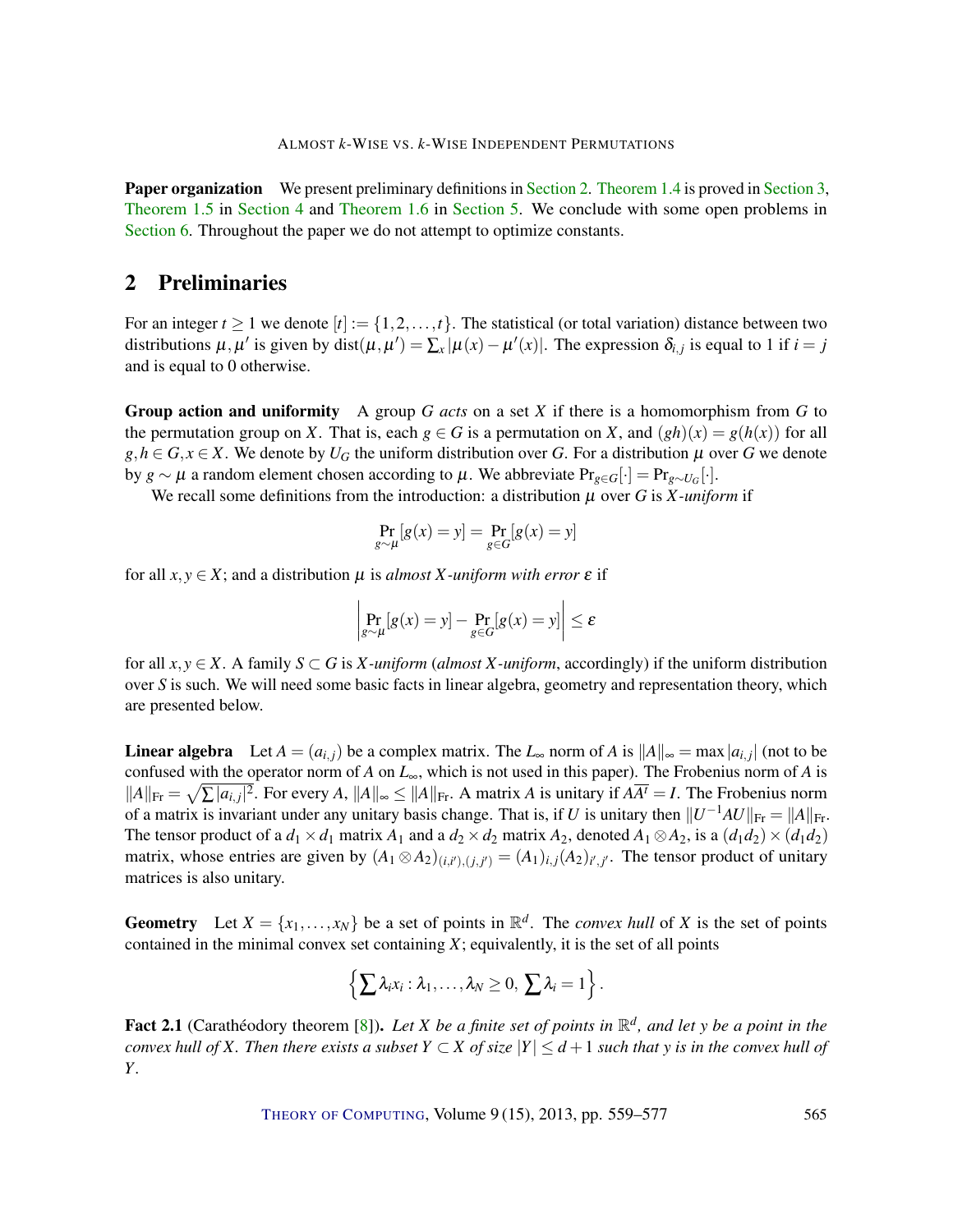**Paper organization** We present preliminary definitions in Section 2. Theorem 1.4 is proved in Section 3, Theorem 1.5 in Section 4 and Theorem 1.6 in Section 5. We conclude with some open problems in Section 6. Throughout the paper we do not attempt to optimize constants.

## 2 Preliminaries

For an integer $t \geq 1$ we denote $[t] := \{1, 2, \ldots, t\}$. The statistical (or total variation) distance between two distributions $\mu, \mu'$ is given by $\text{dist}(\mu, \mu') = \sum_x |\mu(x) - \mu'(x)|$. The expression $\delta_{i,j}$ is equal to 1 if $i = j$ and is equal to 0 otherwise.

**Group action and uniformity** A group $G$ *acts* on a set $X$ if there is a homomorphism from $G$ to the permutation group on $X$. That is, each $g \in G$ is a permutation on $X$, and $(gh)(x) = g(h(x))$ for all $g, h \in G, x \in X$. We denote by $U_G$ the uniform distribution over $G$. For a distribution $\mu$ over $G$ we denote by $g \sim \mu$ a random element chosen according to $\mu$. We abbreviate $\Pr_{g \in G}[\cdot] = \Pr_{g \sim U_G}[\cdot]$.

We recall some definitions from the introduction: a distribution $\mu$ over $G$ is *$X$-uniform* if

$$\Pr_{g \sim \mu}[g(x) = y] = \Pr_{g \in G}[g(x) = y]$$

for all $x, y \in X$; and a distribution $\mu$ is *almost $X$-uniform with error $\varepsilon$* if

$$\left| \Pr_{g \sim \mu}[g(x) = y] - \Pr_{g \in G}[g(x) = y] \right| \leq \varepsilon$$

for all $x, y \in X$. A family $S \subset G$ is *$X$-uniform* (*almost $X$-uniform*, accordingly) if the uniform distribution over $S$ is such. We will need some basic facts in linear algebra, geometry and representation theory, which are presented below.

**Linear algebra** Let $A = (a_{i,j})$ be a complex matrix. The $L_\infty$ norm of $A$ is $\|A\|_\infty = \max |a_{i,j}|$ (not to be confused with the operator norm of $A$ on $L_\infty$, which is not used in this paper). The Frobenius norm of $A$ is $\|A\|_{\text{Fr}} = \sqrt{\sum |a_{i,j}|^2}$. For every $A$, $\|A\|_\infty \leq \|A\|_{\text{Fr}}$. A matrix $A$ is unitary if $A\overline{A^t} = I$. The Frobenius norm of a matrix is invariant under any unitary basis change. That is, if $U$ is unitary then $\|U^{-1}AU\|_{\text{Fr}} = \|A\|_{\text{Fr}}$. The tensor product of a $d_1 \times d_1$ matrix $A_1$ and a $d_2 \times d_2$ matrix $A_2$, denoted $A_1 \otimes A_2$, is a $(d_1 d_2) \times (d_1 d_2)$ matrix, whose entries are given by $(A_1 \otimes A_2)_{(i,i'),(j,j')} = (A_1)_{i,j}(A_2)_{i',j'}$. The tensor product of unitary matrices is also unitary.

**Geometry** Let $X = \{x_1, \ldots, x_N\}$ be a set of points in $\mathbb{R}^d$. The *convex hull* of $X$ is the set of points contained in the minimal convex set containing $X$; equivalently, it is the set of all points

$$\left\{ \sum \lambda_i x_i : \lambda_1, \ldots, \lambda_N \geq 0, \sum \lambda_i = 1 \right\}.$$

**Fact 2.1** (Carathéodory theorem [8]). *Let $X$ be a finite set of points in $\mathbb{R}^d$, and let $y$ be a point in the convex hull of $X$. Then there exists a subset $Y \subset X$ of size $|Y| \leq d+1$ such that $y$ is in the convex hull of $Y$.*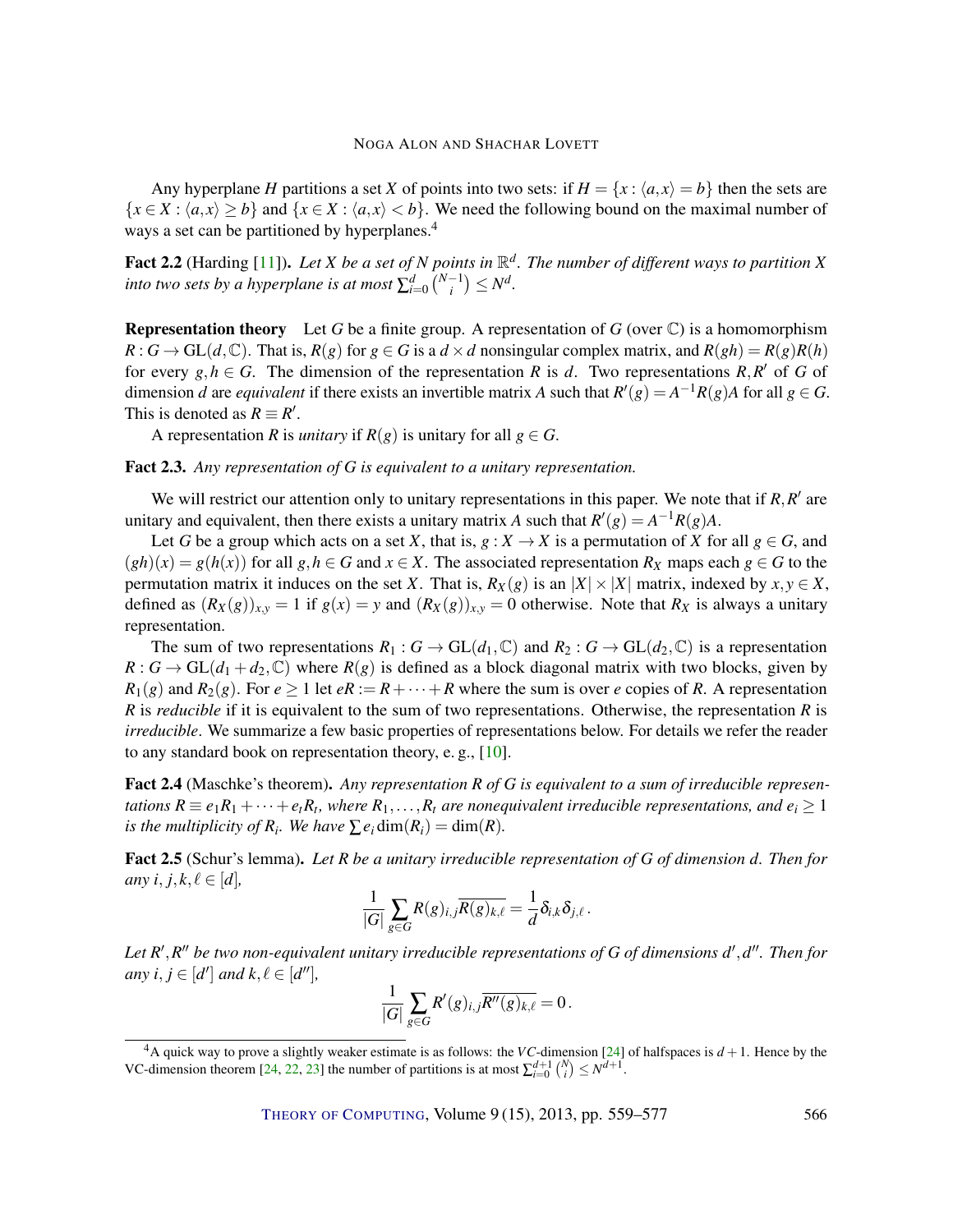Any hyperplane $H$ partitions a set $X$ of points into two sets: if $H = \{x : \langle a, x \rangle = b\}$ then the sets are $\{x \in X : \langle a, x \rangle \geq b\}$ and $\{x \in X : \langle a, x \rangle < b\}$. We need the following bound on the maximal number of ways a set can be partitioned by hyperplanes.[4]

**Fact 2.2** (Harding [11]). *Let $X$ be a set of $N$ points in $\mathbb{R}^d$. The number of different ways to partition $X$ into two sets by a hyperplane is at most $\sum_{i=0}^{d} \binom{N-1}{i} \leq N^d$.*

**Representation theory** Let $G$ be a finite group. A representation of $G$ (over $\mathbb{C}$) is a homomorphism $R : G \to \mathrm{GL}(d, \mathbb{C})$. That is, $R(g)$ for $g \in G$ is a $d \times d$ nonsingular complex matrix, and $R(gh) = R(g)R(h)$ for every $g, h \in G$. The dimension of the representation $R$ is $d$. Two representations $R, R'$ of $G$ of dimension $d$ are *equivalent* if there exists an invertible matrix $A$ such that $R'(g) = A^{-1}R(g)A$ for all $g \in G$. This is denoted as $R \equiv R'$.

A representation $R$ is *unitary* if $R(g)$ is unitary for all $g \in G$.

**Fact 2.3.** *Any representation of $G$ is equivalent to a unitary representation.*

We will restrict our attention only to unitary representations in this paper. We note that if $R, R'$ are unitary and equivalent, then there exists a unitary matrix $A$ such that $R'(g) = A^{-1}R(g)A$.

Let $G$ be a group which acts on a set $X$, that is, $g : X \to X$ is a permutation of $X$ for all $g \in G$, and $(gh)(x) = g(h(x))$ for all $g, h \in G$ and $x \in X$. The associated representation $R_X$ maps each $g \in G$ to the permutation matrix it induces on the set $X$. That is, $R_X(g)$ is an $|X| \times |X|$ matrix, indexed by $x, y \in X$, defined as $(R_X(g))_{x,y} = 1$ if $g(x) = y$ and $(R_X(g))_{x,y} = 0$ otherwise. Note that $R_X$ is always a unitary representation.

The sum of two representations $R_1 : G \to \mathrm{GL}(d_1, \mathbb{C})$ and $R_2 : G \to \mathrm{GL}(d_2, \mathbb{C})$ is a representation $R : G \to \mathrm{GL}(d_1 + d_2, \mathbb{C})$ where $R(g)$ is defined as a block diagonal matrix with two blocks, given by $R_1(g)$ and $R_2(g)$. For $e \geq 1$ let $eR := R + \cdots + R$ where the sum is over $e$ copies of $R$. A representation $R$ is *reducible* if it is equivalent to the sum of two representations. Otherwise, the representation $R$ is *irreducible*. We summarize a few basic properties of representations below. For details we refer the reader to any standard book on representation theory, e. g., [10].

**Fact 2.4** (Maschke's theorem). *Any representation $R$ of $G$ is equivalent to a sum of irreducible representations $R \equiv e_1 R_1 + \cdots + e_t R_t$, where $R_1, \ldots, R_t$ are nonequivalent irreducible representations, and $e_i \geq 1$ is the multiplicity of $R_i$. We have $\sum e_i \dim(R_i) = \dim(R)$.*

**Fact 2.5** (Schur's lemma). *Let $R$ be a unitary irreducible representation of $G$ of dimension $d$. Then for any $i, j, k, \ell \in [d]$,*

$$\frac{1}{|G|} \sum_{g \in G} R(g)_{i,j} \overline{R(g)_{k,\ell}} = \frac{1}{d} \delta_{i,k} \delta_{j,\ell} \,.$$

*Let $R', R''$ be two non-equivalent unitary irreducible representations of $G$ of dimensions $d', d''$. Then for any $i, j \in [d']$ and $k, \ell \in [d'']$,*

$$\frac{1}{|G|} \sum_{g \in G} R'(g)_{i,j} \overline{R''(g)_{k,\ell}} = 0 \,.$$

---

[4] A quick way to prove a slightly weaker estimate is as follows: the $VC$-dimension [24] of halfspaces is $d+1$. Hence by the VC-dimension theorem [24, 22, 23] the number of partitions is at most $\sum_{i=0}^{d+1} \binom{N}{i} \leq N^{d+1}$.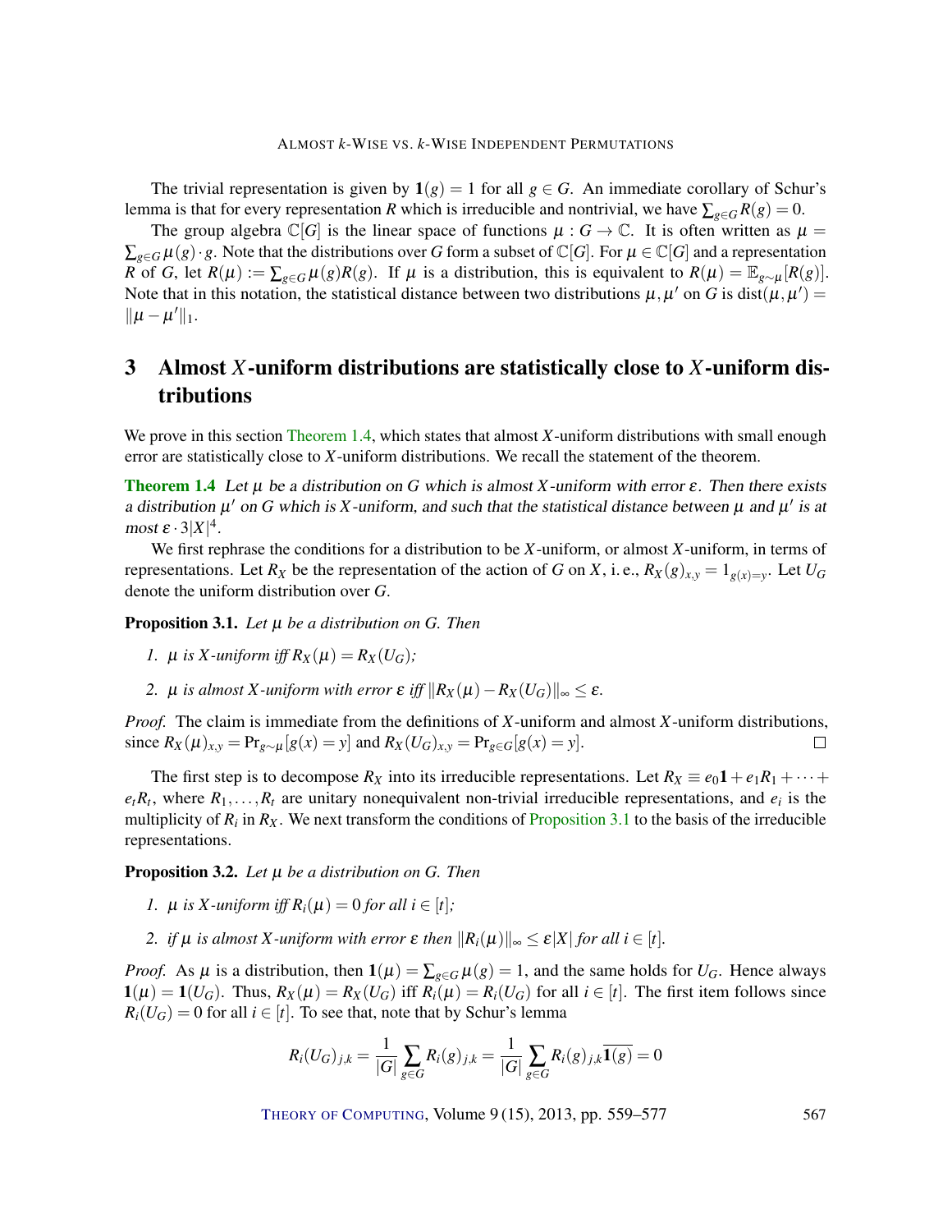The trivial representation is given by $\mathbf{1}(g) = 1$ for all $g \in G$. An immediate corollary of Schur's lemma is that for every representation $R$ which is irreducible and nontrivial, we have $\sum_{g\in G} R(g) = 0$.

The group algebra $\mathbb{C}[G]$ is the linear space of functions $\mu : G \to \mathbb{C}$. It is often written as $\mu = \sum_{g\in G} \mu(g) \cdot g$. Note that the distributions over $G$ form a subset of $\mathbb{C}[G]$. For $\mu \in \mathbb{C}[G]$ and a representation $R$ of $G$, let $R(\mu) := \sum_{g\in G} \mu(g)R(g)$. If $\mu$ is a distribution, this is equivalent to $R(\mu) = \mathbb{E}_{g\sim\mu}[R(g)]$. Note that in this notation, the statistical distance between two distributions $\mu, \mu'$ on $G$ is $\mathrm{dist}(\mu, \mu') = \|\mu - \mu'\|_1$.

# 3 Almost $X$-uniform distributions are statistically close to $X$-uniform distributions

We prove in this section Theorem 1.4, which states that almost $X$-uniform distributions with small enough error are statistically close to $X$-uniform distributions. We recall the statement of the theorem.

**Theorem 1.4** *Let $\mu$ be a distribution on $G$ which is almost $X$-uniform with error $\varepsilon$. Then there exists a distribution $\mu'$ on $G$ which is $X$-uniform, and such that the statistical distance between $\mu$ and $\mu'$ is at most $\varepsilon \cdot 3|X|^4$.*

We first rephrase the conditions for a distribution to be $X$-uniform, or almost $X$-uniform, in terms of representations. Let $R_X$ be the representation of the action of $G$ on $X$, i. e., $R_X(g)_{x,y} = 1_{g(x)=y}$. Let $U_G$ denote the uniform distribution over $G$.

**Proposition 3.1.** *Let $\mu$ be a distribution on $G$. Then*

1. *$\mu$ is $X$-uniform iff $R_X(\mu) = R_X(U_G)$;*
2. *$\mu$ is almost $X$-uniform with error $\varepsilon$ iff $\|R_X(\mu) - R_X(U_G)\|_\infty \le \varepsilon$.*

*Proof.* The claim is immediate from the definitions of $X$-uniform and almost $X$-uniform distributions, since $R_X(\mu)_{x,y} = \Pr_{g\sim\mu}[g(x) = y]$ and $R_X(U_G)_{x,y} = \Pr_{g\in G}[g(x) = y]$. □

The first step is to decompose $R_X$ into its irreducible representations. Let $R_X \equiv e_0\mathbf{1} + e_1R_1 + \cdots + e_tR_t$, where $R_1, \ldots, R_t$ are unitary nonequivalent non-trivial irreducible representations, and $e_i$ is the multiplicity of $R_i$ in $R_X$. We next transform the conditions of Proposition 3.1 to the basis of the irreducible representations.

**Proposition 3.2.** *Let $\mu$ be a distribution on $G$. Then*

1. *$\mu$ is $X$-uniform iff $R_i(\mu) = 0$ for all $i \in [t]$;*
2. *if $\mu$ is almost $X$-uniform with error $\varepsilon$ then $\|R_i(\mu)\|_\infty \le \varepsilon|X|$ for all $i \in [t]$.*

*Proof.* As $\mu$ is a distribution, then $\mathbf{1}(\mu) = \sum_{g\in G} \mu(g) = 1$, and the same holds for $U_G$. Hence always $\mathbf{1}(\mu) = \mathbf{1}(U_G)$. Thus, $R_X(\mu) = R_X(U_G)$ iff $R_i(\mu) = R_i(U_G)$ for all $i \in [t]$. The first item follows since $R_i(U_G) = 0$ for all $i \in [t]$. To see that, note that by Schur's lemma

$$R_i(U_G)_{j,k} = \frac{1}{|G|}\sum_{g\in G} R_i(g)_{j,k} = \frac{1}{|G|}\sum_{g\in G} R_i(g)_{j,k}\overline{\mathbf{1}(g)} = 0$$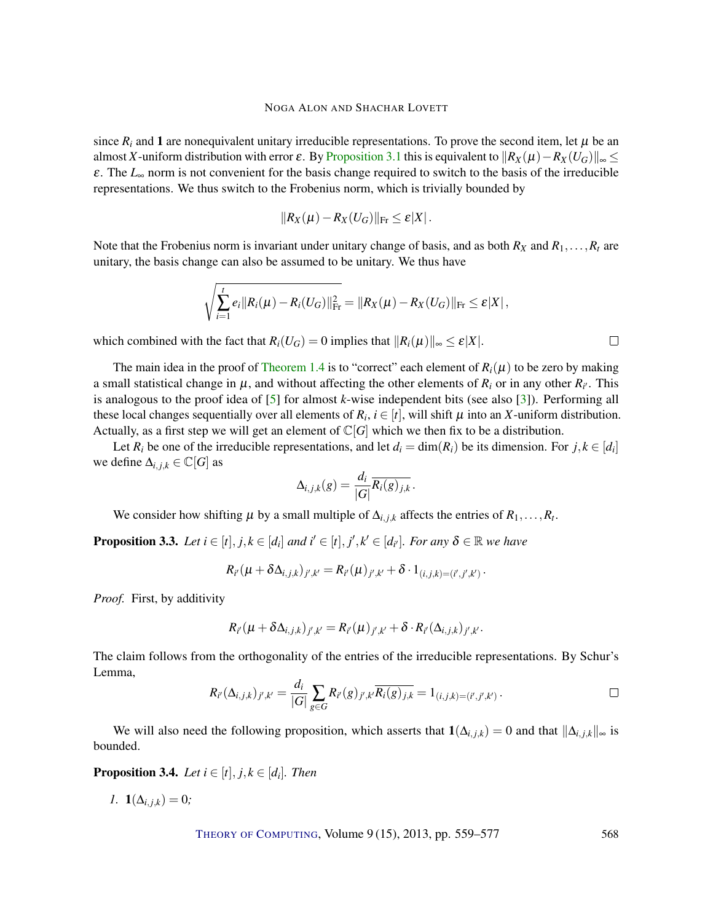since $R_i$ and $\mathbf{1}$ are nonequivalent unitary irreducible representations. To prove the second item, let $\mu$ be an almost $X$-uniform distribution with error $\varepsilon$. By Proposition 3.1 this is equivalent to $\|R_X(\mu) - R_X(U_G)\|_\infty \le \varepsilon$. The $L_\infty$ norm is not convenient for the basis change required to switch to the basis of the irreducible representations. We thus switch to the Frobenius norm, which is trivially bounded by

$$\|R_X(\mu) - R_X(U_G)\|_{\mathrm{Fr}} \le \varepsilon |X| .$$

Note that the Frobenius norm is invariant under unitary change of basis, and as both $R_X$ and $R_1, \dots, R_t$ are unitary, the basis change can also be assumed to be unitary. We thus have

$$\sqrt{\sum_{i=1}^{t} e_i \|R_i(\mu) - R_i(U_G)\|_{\mathrm{Fr}}^2} = \|R_X(\mu) - R_X(U_G)\|_{\mathrm{Fr}} \le \varepsilon |X| ,$$

which combined with the fact that $R_i(U_G) = 0$ implies that $\|R_i(\mu)\|_\infty \le \varepsilon |X|$. $\square$

The main idea in the proof of Theorem 1.4 is to "correct" each element of $R_i(\mu)$ to be zero by making a small statistical change in $\mu$, and without affecting the other elements of $R_i$ or in any other $R_{i'}$. This is analogous to the proof idea of [5] for almost $k$-wise independent bits (see also [3]). Performing all these local changes sequentially over all elements of $R_i$, $i \in [t]$, will shift $\mu$ into an $X$-uniform distribution. Actually, as a first step we will get an element of $\mathbb{C}[G]$ which we then fix to be a distribution.

Let $R_i$ be one of the irreducible representations, and let $d_i = \dim(R_i)$ be its dimension. For $j, k \in [d_i]$ we define $\Delta_{i,j,k} \in \mathbb{C}[G]$ as

$$\Delta_{i,j,k}(g) = \frac{d_i}{|G|} \overline{R_i(g)_{j,k}} .$$

We consider how shifting $\mu$ by a small multiple of $\Delta_{i,j,k}$ affects the entries of $R_1, \dots, R_t$.

**Proposition 3.3.** *Let $i \in [t]$, $j, k \in [d_i]$ and $i' \in [t]$, $j', k' \in [d_{i'}]$. For any $\delta \in \mathbb{R}$ we have*

$$R_{i'}(\mu + \delta \Delta_{i,j,k})_{j',k'} = R_{i'}(\mu)_{j',k'} + \delta \cdot 1_{(i,j,k)=(i',j',k')} .$$

*Proof.* First, by additivity

$$R_{i'}(\mu + \delta \Delta_{i,j,k})_{j',k'} = R_{i'}(\mu)_{j',k'} + \delta \cdot R_{i'}(\Delta_{i,j,k})_{j',k'} .$$

The claim follows from the orthogonality of the entries of the irreducible representations. By Schur's Lemma,

$$R_{i'}(\Delta_{i,j,k})_{j',k'} = \frac{d_i}{|G|} \sum_{g \in G} R_{i'}(g)_{j',k'} \overline{R_i(g)_{j,k}} = 1_{(i,j,k)=(i',j',k')} . \qquad \square$$

We will also need the following proposition, which asserts that $\mathbf{1}(\Delta_{i,j,k}) = 0$ and that $\|\Delta_{i,j,k}\|_\infty$ is bounded.

**Proposition 3.4.** *Let $i \in [t]$, $j, k \in [d_i]$. Then*

1. $\mathbf{1}(\Delta_{i,j,k}) = 0$*;*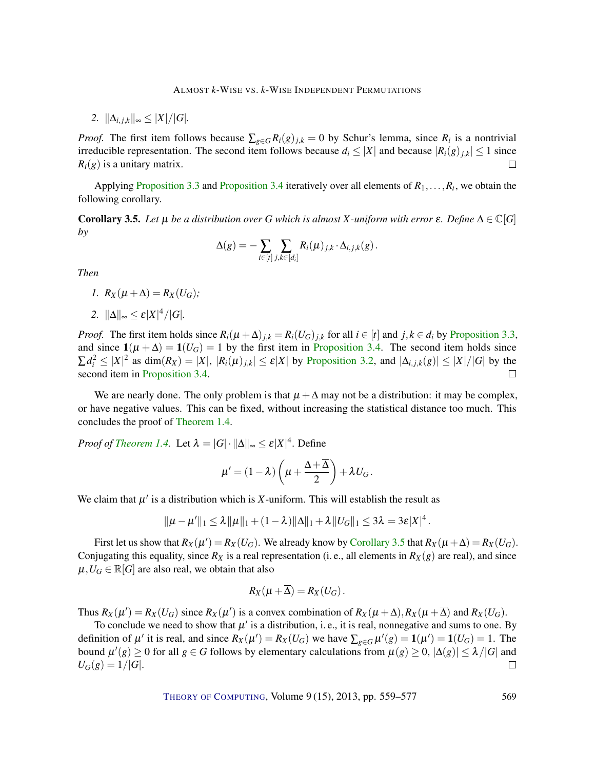2. $\|\Delta_{i,j,k}\|_\infty \le |X|/|G|$.

*Proof.* The first item follows because $\sum_{g \in G} R_i(g)_{j,k} = 0$ by Schur's lemma, since $R_i$ is a nontrivial irreducible representation. The second item follows because $d_i \le |X|$ and because $|R_i(g)_{j,k}| \le 1$ since $R_i(g)$ is a unitary matrix. □

Applying Proposition 3.3 and Proposition 3.4 iteratively over all elements of $R_1, \ldots, R_t$, we obtain the following corollary.

**Corollary 3.5.** *Let $\mu$ be a distribution over $G$ which is almost $X$-uniform with error $\varepsilon$. Define $\Delta \in \mathbb{C}[G]$ by*

$$\Delta(g) = -\sum_{i \in [t]} \sum_{j,k \in [d_i]} R_i(\mu)_{j,k} \cdot \Delta_{i,j,k}(g)\,.$$

*Then*

1. $R_X(\mu + \Delta) = R_X(U_G)$;
2. $\|\Delta\|_\infty \le \varepsilon |X|^4/|G|$.

*Proof.* The first item holds since $R_i(\mu+\Delta)_{j,k} = R_i(U_G)_{j,k}$ for all $i \in [t]$ and $j,k \in d_i$ by Proposition 3.3, and since $\mathbf{1}(\mu+\Delta) = \mathbf{1}(U_G) = 1$ by the first item in Proposition 3.4. The second item holds since $\sum d_i^2 \le |X|^2$ as $\dim(R_X) = |X|$, $|R_i(\mu)_{j,k}| \le \varepsilon |X|$ by Proposition 3.2, and $|\Delta_{i,j,k}(g)| \le |X|/|G|$ by the second item in Proposition 3.4. □

We are nearly done. The only problem is that $\mu + \Delta$ may not be a distribution: it may be complex, or have negative values. This can be fixed, without increasing the statistical distance too much. This concludes the proof of Theorem 1.4.

*Proof of Theorem 1.4.* Let $\lambda = |G| \cdot \|\Delta\|_\infty \le \varepsilon |X|^4$. Define

$$\mu' = (1-\lambda)\left(\mu + \frac{\Delta + \overline{\Delta}}{2}\right) + \lambda U_G\,.$$

We claim that $\mu'$ is a distribution which is $X$-uniform. This will establish the result as

$$\|\mu - \mu'\|_1 \le \lambda \|\mu\|_1 + (1-\lambda)\|\Delta\|_1 + \lambda \|U_G\|_1 \le 3\lambda = 3\varepsilon |X|^4\,.$$

First let us show that $R_X(\mu') = R_X(U_G)$. We already know by Corollary 3.5 that $R_X(\mu+\Delta) = R_X(U_G)$. Conjugating this equality, since $R_X$ is a real representation (i. e., all elements in $R_X(g)$ are real), and since $\mu, U_G \in \mathbb{R}[G]$ are also real, we obtain that also

$$R_X(\mu + \overline{\Delta}) = R_X(U_G)\,.$$

Thus $R_X(\mu') = R_X(U_G)$ since $R_X(\mu')$ is a convex combination of $R_X(\mu+\Delta), R_X(\mu+\overline{\Delta})$ and $R_X(U_G)$.

To conclude we need to show that $\mu'$ is a distribution, i. e., it is real, nonnegative and sums to one. By definition of $\mu'$ it is real, and since $R_X(\mu') = R_X(U_G)$ we have $\sum_{g \in G} \mu'(g) = \mathbf{1}(\mu') = \mathbf{1}(U_G) = 1$. The bound $\mu'(g) \ge 0$ for all $g \in G$ follows by elementary calculations from $\mu(g) \ge 0$, $|\Delta(g)| \le \lambda/|G|$ and $U_G(g) = 1/|G|$. □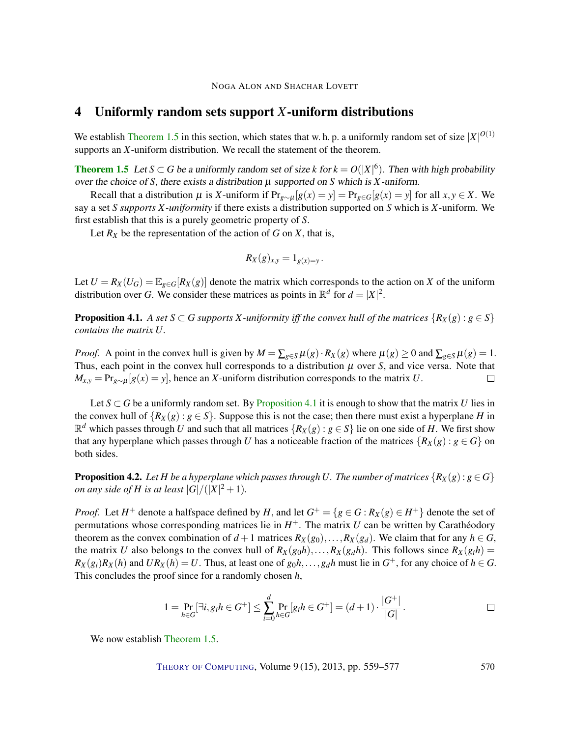## 4 Uniformly random sets support $X$-uniform distributions

We establish Theorem 1.5 in this section, which states that w. h. p. a uniformly random set of size $|X|^{O(1)}$ supports an $X$-uniform distribution. We recall the statement of the theorem.

**Theorem 1.5** *Let $S \subset G$ be a uniformly random set of size $k$ for $k = O(|X|^6)$. Then with high probability over the choice of $S$, there exists a distribution $\mu$ supported on $S$ which is $X$-uniform.*

Recall that a distribution $\mu$ is $X$-uniform if $\Pr_{g \sim \mu}[g(x) = y] = \Pr_{g \in G}[g(x) = y]$ for all $x, y \in X$. We say a set $S$ *supports $X$-uniformity* if there exists a distribution supported on $S$ which is $X$-uniform. We first establish that this is a purely geometric property of $S$.

Let $R_X$ be the representation of the action of $G$ on $X$, that is,

$$R_X(g)_{x,y} = 1_{g(x)=y}\,.$$

Let $U = R_X(U_G) = \mathbb{E}_{g \in G}[R_X(g)]$ denote the matrix which corresponds to the action on $X$ of the uniform distribution over $G$. We consider these matrices as points in $\mathbb{R}^d$ for $d = |X|^2$.

**Proposition 4.1.** *A set $S \subset G$ supports $X$-uniformity iff the convex hull of the matrices $\{R_X(g) : g \in S\}$ contains the matrix $U$.*

*Proof.* A point in the convex hull is given by $M = \sum_{g \in S} \mu(g) \cdot R_X(g)$ where $\mu(g) \geq 0$ and $\sum_{g \in S} \mu(g) = 1$. Thus, each point in the convex hull corresponds to a distribution $\mu$ over $S$, and vice versa. Note that $M_{x,y} = \Pr_{g \sim \mu}[g(x) = y]$, hence an $X$-uniform distribution corresponds to the matrix $U$. □

Let $S \subset G$ be a uniformly random set. By Proposition 4.1 it is enough to show that the matrix $U$ lies in the convex hull of $\{R_X(g) : g \in S\}$. Suppose this is not the case; then there must exist a hyperplane $H$ in $\mathbb{R}^d$ which passes through $U$ and such that all matrices $\{R_X(g) : g \in S\}$ lie on one side of $H$. We first show that any hyperplane which passes through $U$ has a noticeable fraction of the matrices $\{R_X(g) : g \in G\}$ on both sides.

**Proposition 4.2.** *Let $H$ be a hyperplane which passes through $U$. The number of matrices $\{R_X(g) : g \in G\}$ on any side of $H$ is at least $|G|/(|X|^2 + 1)$.*

*Proof.* Let $H^+$ denote a halfspace defined by $H$, and let $G^+ = \{g \in G : R_X(g) \in H^+\}$ denote the set of permutations whose corresponding matrices lie in $H^+$. The matrix $U$ can be written by Carathéodory theorem as the convex combination of $d+1$ matrices $R_X(g_0), \ldots, R_X(g_d)$. We claim that for any $h \in G$, the matrix $U$ also belongs to the convex hull of $R_X(g_0 h), \ldots, R_X(g_d h)$. This follows since $R_X(g_i h) = R_X(g_i) R_X(h)$ and $U R_X(h) = U$. Thus, at least one of $g_0 h, \ldots, g_d h$ must lie in $G^+$, for any choice of $h \in G$. This concludes the proof since for a randomly chosen $h$,

$$1 = \Pr_{h \in G}[\exists i, g_i h \in G^+] \leq \sum_{i=0}^{d} \Pr_{h \in G}[g_i h \in G^+] = (d+1) \cdot \frac{|G^+|}{|G|}\,.$$ □

We now establish Theorem 1.5.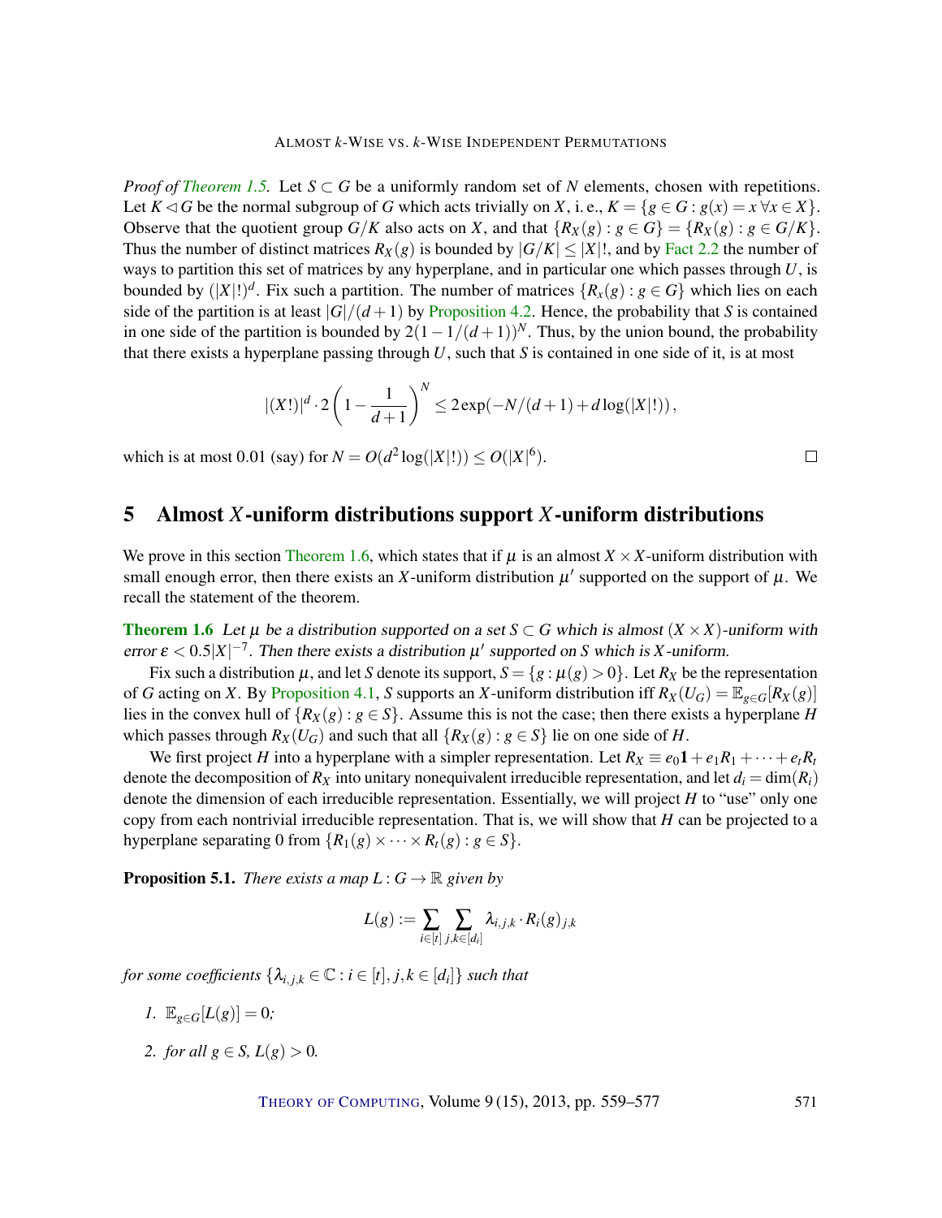*Proof of Theorem 1.5.* Let $S \subset G$ be a uniformly random set of $N$ elements, chosen with repetitions. Let $K \lhd G$ be the normal subgroup of $G$ which acts trivially on $X$, i. e., $K = \{g \in G : g(x) = x \; \forall x \in X\}$. Observe that the quotient group $G/K$ also acts on $X$, and that $\{R_X(g) : g \in G\} = \{R_X(g) : g \in G/K\}$. Thus the number of distinct matrices $R_X(g)$ is bounded by $|G/K| \leq |X|!$, and by Fact 2.2 the number of ways to partition this set of matrices by any hyperplane, and in particular one which passes through $U$, is bounded by $(|X|!)^d$. Fix such a partition. The number of matrices $\{R_x(g) : g \in G\}$ which lies on each side of the partition is at least $|G|/(d+1)$ by Proposition 4.2. Hence, the probability that $S$ is contained in one side of the partition is bounded by $2(1-1/(d+1))^N$. Thus, by the union bound, the probability that there exists a hyperplane passing through $U$, such that $S$ is contained in one side of it, is at most

$$|(X!)|^d \cdot 2\left(1 - \frac{1}{d+1}\right)^N \leq 2\exp(-N/(d+1) + d\log(|X|!)),$$

which is at most 0.01 (say) for $N = O(d^2 \log(|X|!)) \leq O(|X|^6)$. $\square$

## 5 Almost $X$-uniform distributions support $X$-uniform distributions

We prove in this section Theorem 1.6, which states that if $\mu$ is an almost $X \times X$-uniform distribution with small enough error, then there exists an $X$-uniform distribution $\mu'$ supported on the support of $\mu$. We recall the statement of the theorem.

**Theorem 1.6** *Let $\mu$ be a distribution supported on a set $S \subset G$ which is almost $(X \times X)$-uniform with error $\varepsilon < 0.5|X|^{-7}$. Then there exists a distribution $\mu'$ supported on $S$ which is $X$-uniform.*

Fix such a distribution $\mu$, and let $S$ denote its support, $S = \{g : \mu(g) > 0\}$. Let $R_X$ be the representation of $G$ acting on $X$. By Proposition 4.1, $S$ supports an $X$-uniform distribution iff $R_X(U_G) = \mathbb{E}_{g \in G}[R_X(g)]$ lies in the convex hull of $\{R_X(g) : g \in S\}$. Assume this is not the case; then there exists a hyperplane $H$ which passes through $R_X(U_G)$ and such that all $\{R_X(g) : g \in S\}$ lie on one side of $H$.

We first project $H$ into a hyperplane with a simpler representation. Let $R_X \equiv e_0\mathbf{1} + e_1R_1 + \cdots + e_tR_t$ denote the decomposition of $R_X$ into unitary nonequivalent irreducible representation, and let $d_i = \dim(R_i)$ denote the dimension of each irreducible representation. Essentially, we will project $H$ to "use" only one copy from each nontrivial irreducible representation. That is, we will show that $H$ can be projected to a hyperplane separating 0 from $\{R_1(g) \times \cdots \times R_t(g) : g \in S\}$.

**Proposition 5.1.** *There exists a map $L : G \to \mathbb{R}$ given by*

$$L(g) := \sum_{i \in [t]} \sum_{j,k \in [d_i]} \lambda_{i,j,k} \cdot R_i(g)_{j,k}$$

*for some coefficients $\{\lambda_{i,j,k} \in \mathbb{C} : i \in [t], j,k \in [d_i]\}$ such that*

1. *$\mathbb{E}_{g \in G}[L(g)] = 0$;*
2. *for all $g \in S$, $L(g) > 0$.*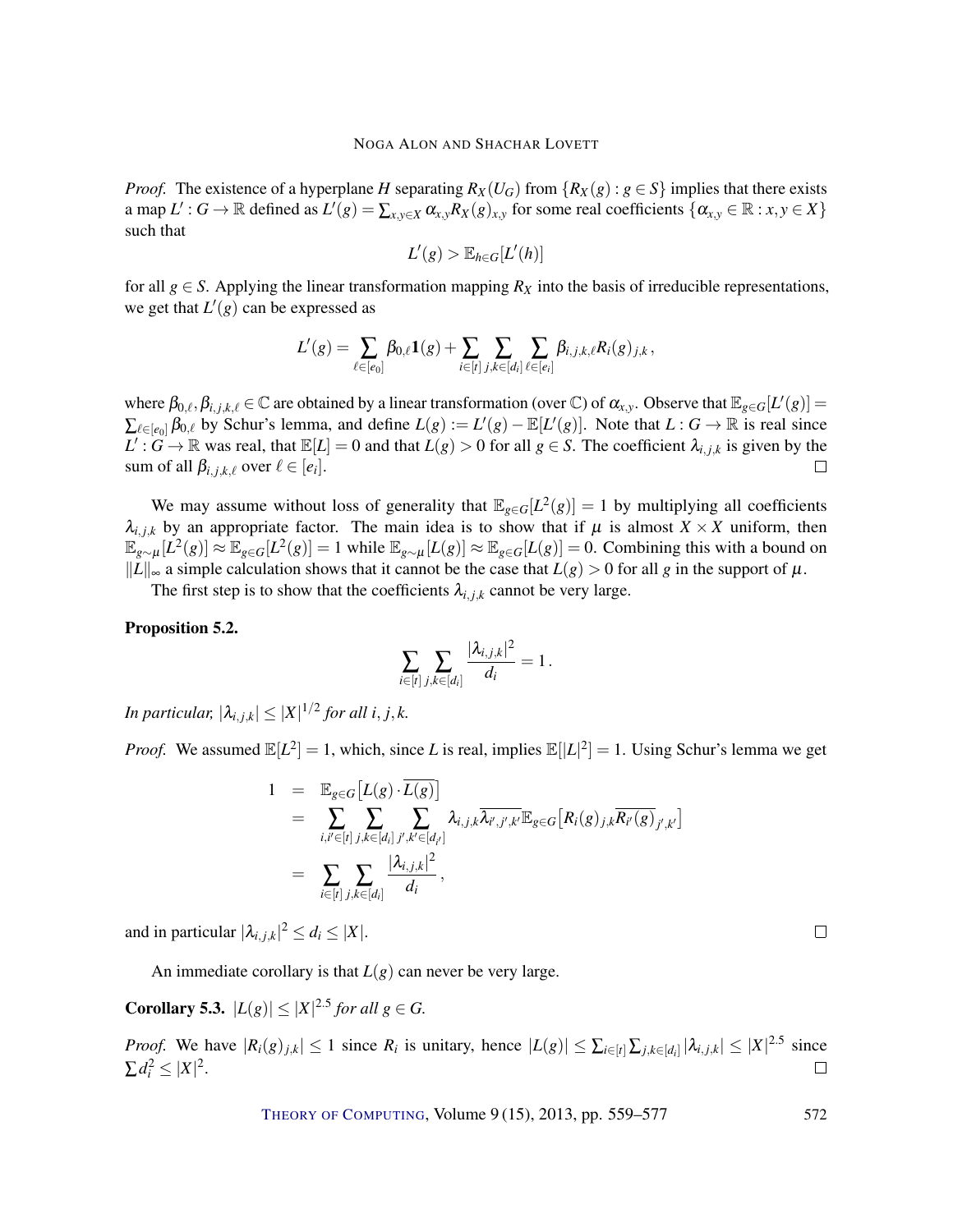*Proof.* The existence of a hyperplane $H$ separating $R_X(U_G)$ from $\{R_X(g) : g \in S\}$ implies that there exists a map $L' : G \to \mathbb{R}$ defined as $L'(g) = \sum_{x,y \in X} \alpha_{x,y} R_X(g)_{x,y}$ for some real coefficients $\{\alpha_{x,y} \in \mathbb{R} : x, y \in X\}$ such that

$$L'(g) > \mathbb{E}_{h \in G}[L'(h)]$$

for all $g \in S$. Applying the linear transformation mapping $R_X$ into the basis of irreducible representations, we get that $L'(g)$ can be expressed as

$$L'(g) = \sum_{\ell \in [e_0]} \beta_{0,\ell} \mathbf{1}(g) + \sum_{i \in [t]} \sum_{j,k \in [d_i]} \sum_{\ell \in [e_i]} \beta_{i,j,k,\ell} R_i(g)_{j,k},$$

where $\beta_{0,\ell}, \beta_{i,j,k,\ell} \in \mathbb{C}$ are obtained by a linear transformation (over $\mathbb{C}$) of $\alpha_{x,y}$. Observe that $\mathbb{E}_{g \in G}[L'(g)] = \sum_{\ell \in [e_0]} \beta_{0,\ell}$ by Schur's lemma, and define $L(g) := L'(g) - \mathbb{E}[L'(g)]$. Note that $L : G \to \mathbb{R}$ is real since $L' : G \to \mathbb{R}$ was real, that $\mathbb{E}[L] = 0$ and that $L(g) > 0$ for all $g \in S$. The coefficient $\lambda_{i,j,k}$ is given by the sum of all $\beta_{i,j,k,\ell}$ over $\ell \in [e_i]$. $\square$

We may assume without loss of generality that $\mathbb{E}_{g \in G}[L^2(g)] = 1$ by multiplying all coefficients $\lambda_{i,j,k}$ by an appropriate factor. The main idea is to show that if $\mu$ is almost $X \times X$ uniform, then $\mathbb{E}_{g \sim \mu}[L^2(g)] \approx \mathbb{E}_{g \in G}[L^2(g)] = 1$ while $\mathbb{E}_{g \sim \mu}[L(g)] \approx \mathbb{E}_{g \in G}[L(g)] = 0$. Combining this with a bound on $\|L\|_\infty$ a simple calculation shows that it cannot be the case that $L(g) > 0$ for all $g$ in the support of $\mu$.

The first step is to show that the coefficients $\lambda_{i,j,k}$ cannot be very large.

**Proposition 5.2.**

$$\sum_{i \in [t]} \sum_{j,k \in [d_i]} \frac{|\lambda_{i,j,k}|^2}{d_i} = 1.$$

*In particular, $|\lambda_{i,j,k}| \le |X|^{1/2}$ for all $i, j, k$.*

*Proof.* We assumed $\mathbb{E}[L^2] = 1$, which, since $L$ is real, implies $\mathbb{E}[|L|^2] = 1$. Using Schur's lemma we get

$$\begin{aligned} 1 &= \mathbb{E}_{g \in G}\big[L(g) \cdot \overline{L(g)}\big] \\ &= \sum_{i,i' \in [t]} \sum_{j,k \in [d_i]} \sum_{j',k' \in [d_{i'}]} \lambda_{i,j,k} \overline{\lambda_{i',j',k'}} \mathbb{E}_{g \in G}\big[R_i(g)_{j,k} \overline{R_{i'}(g)}_{j',k'}\big] \\ &= \sum_{i \in [t]} \sum_{j,k \in [d_i]} \frac{|\lambda_{i,j,k}|^2}{d_i}, \end{aligned}$$

and in particular $|\lambda_{i,j,k}|^2 \le d_i \le |X|$. $\square$

An immediate corollary is that $L(g)$ can never be very large.

**Corollary 5.3.** *$|L(g)| \le |X|^{2.5}$ for all $g \in G$.*

*Proof.* We have $|R_i(g)_{j,k}| \le 1$ since $R_i$ is unitary, hence $|L(g)| \le \sum_{i \in [t]} \sum_{j,k \in [d_i]} |\lambda_{i,j,k}| \le |X|^{2.5}$ since $\sum d_i^2 \le |X|^2$. $\square$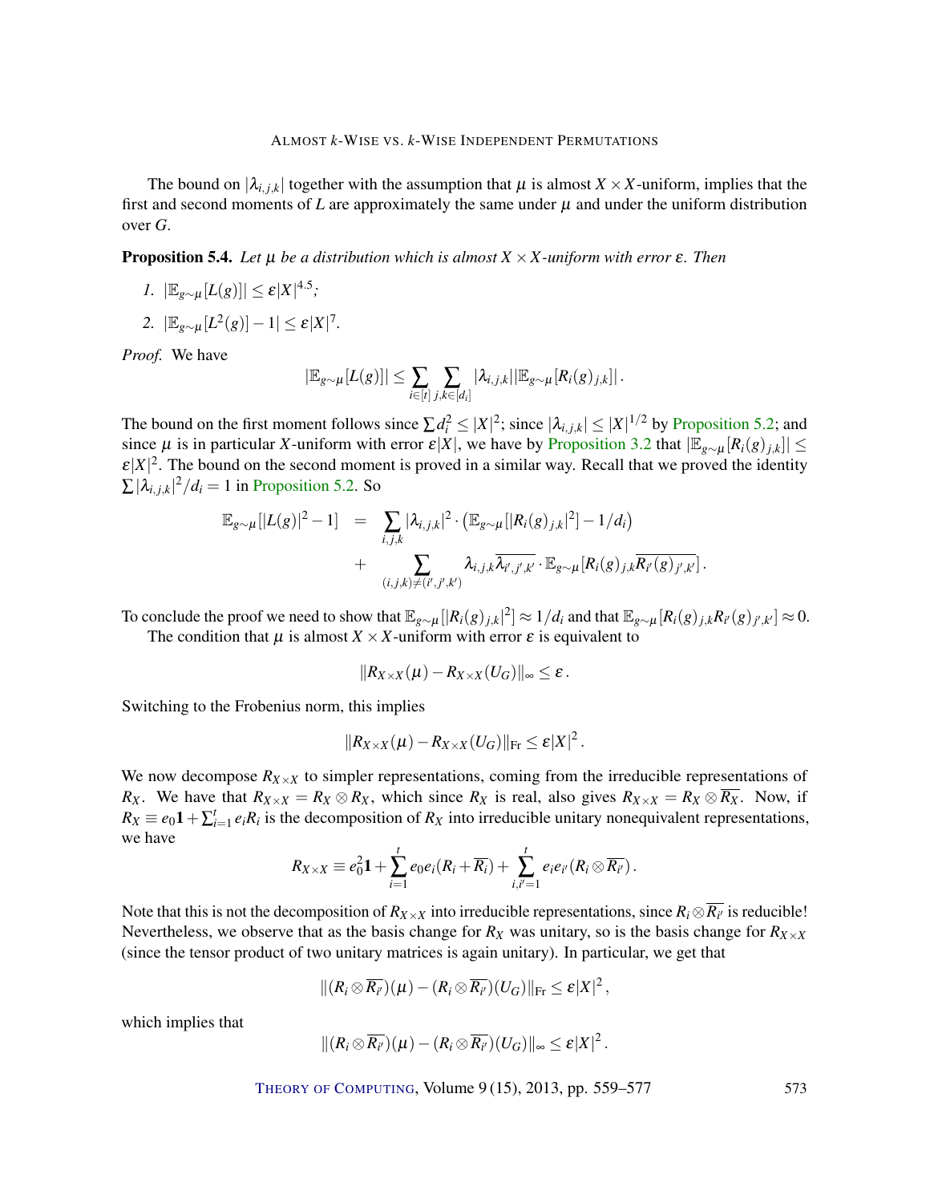The bound on $|\lambda_{i,j,k}|$ together with the assumption that $\mu$ is almost $X \times X$-uniform, implies that the first and second moments of $L$ are approximately the same under $\mu$ and under the uniform distribution over $G$.

**Proposition 5.4.** *Let $\mu$ be a distribution which is almost $X \times X$-uniform with error $\varepsilon$. Then*

1. $|\mathbb{E}_{g\sim\mu}[L(g)]| \leq \varepsilon |X|^{4.5}$;
2. $|\mathbb{E}_{g\sim\mu}[L^2(g)] - 1| \leq \varepsilon |X|^7$.

*Proof.* We have

$$|\mathbb{E}_{g\sim\mu}[L(g)]| \leq \sum_{i\in[t]} \sum_{j,k\in[d_i]} |\lambda_{i,j,k}| |\mathbb{E}_{g\sim\mu}[R_i(g)_{j,k}]| \,.$$

The bound on the first moment follows since $\sum d_i^2 \leq |X|^2$; since $|\lambda_{i,j,k}| \leq |X|^{1/2}$ by Proposition 5.2; and since $\mu$ is in particular $X$-uniform with error $\varepsilon|X|$, we have by Proposition 3.2 that $|\mathbb{E}_{g\sim\mu}[R_i(g)_{j,k}]| \leq \varepsilon |X|^2$. The bound on the second moment is proved in a similar way. Recall that we proved the identity $\sum |\lambda_{i,j,k}|^2/d_i = 1$ in Proposition 5.2. So

$$\begin{aligned}
\mathbb{E}_{g\sim\mu}[|L(g)|^2 - 1] &= \sum_{i,j,k} |\lambda_{i,j,k}|^2 \cdot \left(\mathbb{E}_{g\sim\mu}[|R_i(g)_{j,k}|^2] - 1/d_i\right) \\
&\quad + \sum_{(i,j,k)\neq(i',j',k')} \lambda_{i,j,k}\overline{\lambda_{i',j',k'}} \cdot \mathbb{E}_{g\sim\mu}[R_i(g)_{j,k}\overline{R_{i'}(g)_{j',k'}}] \,.
\end{aligned}$$

To conclude the proof we need to show that $\mathbb{E}_{g\sim\mu}[|R_i(g)_{j,k}|^2] \approx 1/d_i$ and that $\mathbb{E}_{g\sim\mu}[R_i(g)_{j,k} R_{i'}(g)_{j',k'}] \approx 0$.

The condition that $\mu$ is almost $X \times X$-uniform with error $\varepsilon$ is equivalent to

$$\|R_{X\times X}(\mu) - R_{X\times X}(U_G)\|_\infty \leq \varepsilon \,.$$

Switching to the Frobenius norm, this implies

$$\|R_{X\times X}(\mu) - R_{X\times X}(U_G)\|_{\mathrm{Fr}} \leq \varepsilon |X|^2 \,.$$

We now decompose $R_{X\times X}$ to simpler representations, coming from the irreducible representations of $R_X$. We have that $R_{X\times X} = R_X \otimes R_X$, which since $R_X$ is real, also gives $R_{X\times X} = R_X \otimes \overline{R_X}$. Now, if $R_X \equiv e_0\mathbf{1} + \sum_{i=1}^t e_i R_i$ is the decomposition of $R_X$ into irreducible unitary nonequivalent representations, we have

$$R_{X\times X} \equiv e_0^2 \mathbf{1} + \sum_{i=1}^t e_0 e_i (R_i + \overline{R_i}) + \sum_{i,i'=1}^t e_i e_{i'} (R_i \otimes \overline{R_{i'}}) \,.$$

Note that this is not the decomposition of $R_{X\times X}$ into irreducible representations, since $R_i \otimes \overline{R_{i'}}$ is reducible! Nevertheless, we observe that as the basis change for $R_X$ was unitary, so is the basis change for $R_{X\times X}$ (since the tensor product of two unitary matrices is again unitary). In particular, we get that

$$\|(R_i \otimes \overline{R_{i'}})(\mu) - (R_i \otimes \overline{R_{i'}})(U_G)\|_{\mathrm{Fr}} \leq \varepsilon |X|^2 \,,$$

which implies that

$$\|(R_i \otimes \overline{R_{i'}})(\mu) - (R_i \otimes \overline{R_{i'}})(U_G)\|_\infty \leq \varepsilon |X|^2 \,.$$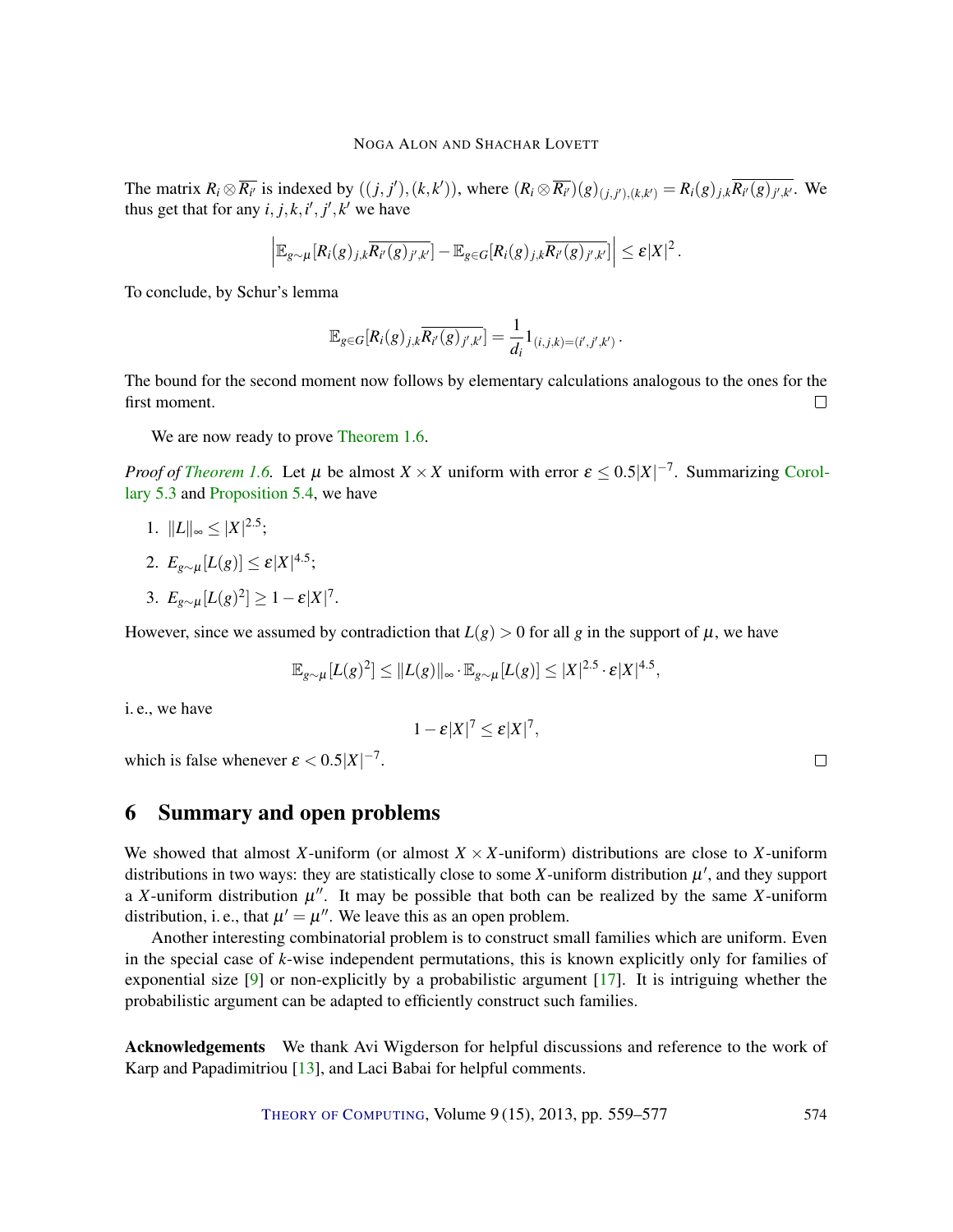The matrix $R_i \otimes \overline{R_{i'}}$ is indexed by $((j,j'),(k,k'))$, where $(R_i \otimes \overline{R_{i'}})(g)_{(j,j'),(k,k')} = R_i(g)_{j,k}\overline{R_{i'}(g)_{j',k'}}$. We thus get that for any $i,j,k,i',j',k'$ we have

$$\left|\mathbb{E}_{g\sim\mu}[R_i(g)_{j,k}\overline{R_{i'}(g)_{j',k'}}] - \mathbb{E}_{g\in G}[R_i(g)_{j,k}\overline{R_{i'}(g)_{j',k'}}]\right| \le \varepsilon |X|^2 .$$

To conclude, by Schur's lemma

$$\mathbb{E}_{g\in G}[R_i(g)_{j,k}\overline{R_{i'}(g)_{j',k'}}] = \frac{1}{d_i} 1_{(i,j,k)=(i',j',k')} .$$

The bound for the second moment now follows by elementary calculations analogous to the ones for the first moment. □

We are now ready to prove Theorem 1.6.

*Proof of Theorem 1.6.* Let $\mu$ be almost $X \times X$ uniform with error $\varepsilon \le 0.5|X|^{-7}$. Summarizing Corollary 5.3 and Proposition 5.4, we have

1. $\|L\|_\infty \le |X|^{2.5}$;
2. $E_{g\sim\mu}[L(g)] \le \varepsilon |X|^{4.5}$;
3. $E_{g\sim\mu}[L(g)^2] \ge 1 - \varepsilon |X|^7$.

However, since we assumed by contradiction that $L(g) > 0$ for all $g$ in the support of $\mu$, we have

$$\mathbb{E}_{g\sim\mu}[L(g)^2] \le \|L(g)\|_\infty \cdot \mathbb{E}_{g\sim\mu}[L(g)] \le |X|^{2.5} \cdot \varepsilon |X|^{4.5},$$

i. e., we have

$$1 - \varepsilon |X|^7 \le \varepsilon |X|^7,$$

which is false whenever $\varepsilon < 0.5|X|^{-7}$. □

## 6 Summary and open problems

We showed that almost $X$-uniform (or almost $X \times X$-uniform) distributions are close to $X$-uniform distributions in two ways: they are statistically close to some $X$-uniform distribution $\mu'$, and they support a $X$-uniform distribution $\mu''$. It may be possible that both can be realized by the same $X$-uniform distribution, i. e., that $\mu' = \mu''$. We leave this as an open problem.

Another interesting combinatorial problem is to construct small families which are uniform. Even in the special case of $k$-wise independent permutations, this is known explicitly only for families of exponential size [9] or non-explicitly by a probabilistic argument [17]. It is intriguing whether the probabilistic argument can be adapted to efficiently construct such families.

**Acknowledgements** We thank Avi Wigderson for helpful discussions and reference to the work of Karp and Papadimitriou [13], and Laci Babai for helpful comments.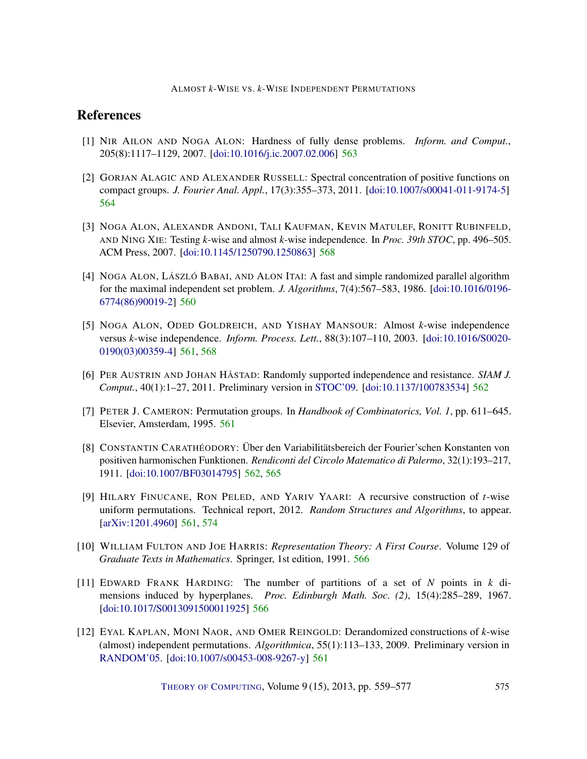## References

[1] Nir Ailon and Noga Alon: Hardness of fully dense problems. *Inform. and Comput.*, 205(8):1117–1129, 2007. [doi:10.1016/j.ic.2007.02.006] 563

[2] Gorjan Alagic and Alexander Russell: Spectral concentration of positive functions on compact groups. *J. Fourier Anal. Appl.*, 17(3):355–373, 2011. [doi:10.1007/s00041-011-9174-5] 564

[3] Noga Alon, Alexandr Andoni, Tali Kaufman, Kevin Matulef, Ronitt Rubinfeld, and Ning Xie: Testing *k*-wise and almost *k*-wise independence. In *Proc. 39th STOC*, pp. 496–505. ACM Press, 2007. [doi:10.1145/1250790.1250863] 568

[4] Noga Alon, László Babai, and Alon Itai: A fast and simple randomized parallel algorithm for the maximal independent set problem. *J. Algorithms*, 7(4):567–583, 1986. [doi:10.1016/0196-6774(86)90019-2] 560

[5] Noga Alon, Oded Goldreich, and Yishay Mansour: Almost *k*-wise independence versus *k*-wise independence. *Inform. Process. Lett.*, 88(3):107–110, 2003. [doi:10.1016/S0020-0190(03)00359-4] 561, 568

[6] Per Austrin and Johan Håstad: Randomly supported independence and resistance. *SIAM J. Comput.*, 40(1):1–27, 2011. Preliminary version in STOC'09. [doi:10.1137/100783534] 562

[7] Peter J. Cameron: Permutation groups. In *Handbook of Combinatorics, Vol. 1*, pp. 611–645. Elsevier, Amsterdam, 1995. 561

[8] Constantin Carathéodory: Über den Variabilitätsbereich der Fourier'schen Konstanten von positiven harmonischen Funktionen. *Rendiconti del Circolo Matematico di Palermo*, 32(1):193–217, 1911. [doi:10.1007/BF03014795] 562, 565

[9] Hilary Finucane, Ron Peled, and Yariv Yaari: A recursive construction of *t*-wise uniform permutations. Technical report, 2012. *Random Structures and Algorithms*, to appear. [arXiv:1201.4960] 561, 574

[10] William Fulton and Joe Harris: *Representation Theory: A First Course*. Volume 129 of *Graduate Texts in Mathematics*. Springer, 1st edition, 1991. 566

[11] Edward Frank Harding: The number of partitions of a set of *N* points in *k* dimensions induced by hyperplanes. *Proc. Edinburgh Math. Soc. (2)*, 15(4):285–289, 1967. [doi:10.1017/S0013091500011925] 566

[12] Eyal Kaplan, Moni Naor, and Omer Reingold: Derandomized constructions of *k*-wise (almost) independent permutations. *Algorithmica*, 55(1):113–133, 2009. Preliminary version in RANDOM'05. [doi:10.1007/s00453-008-9267-y] 561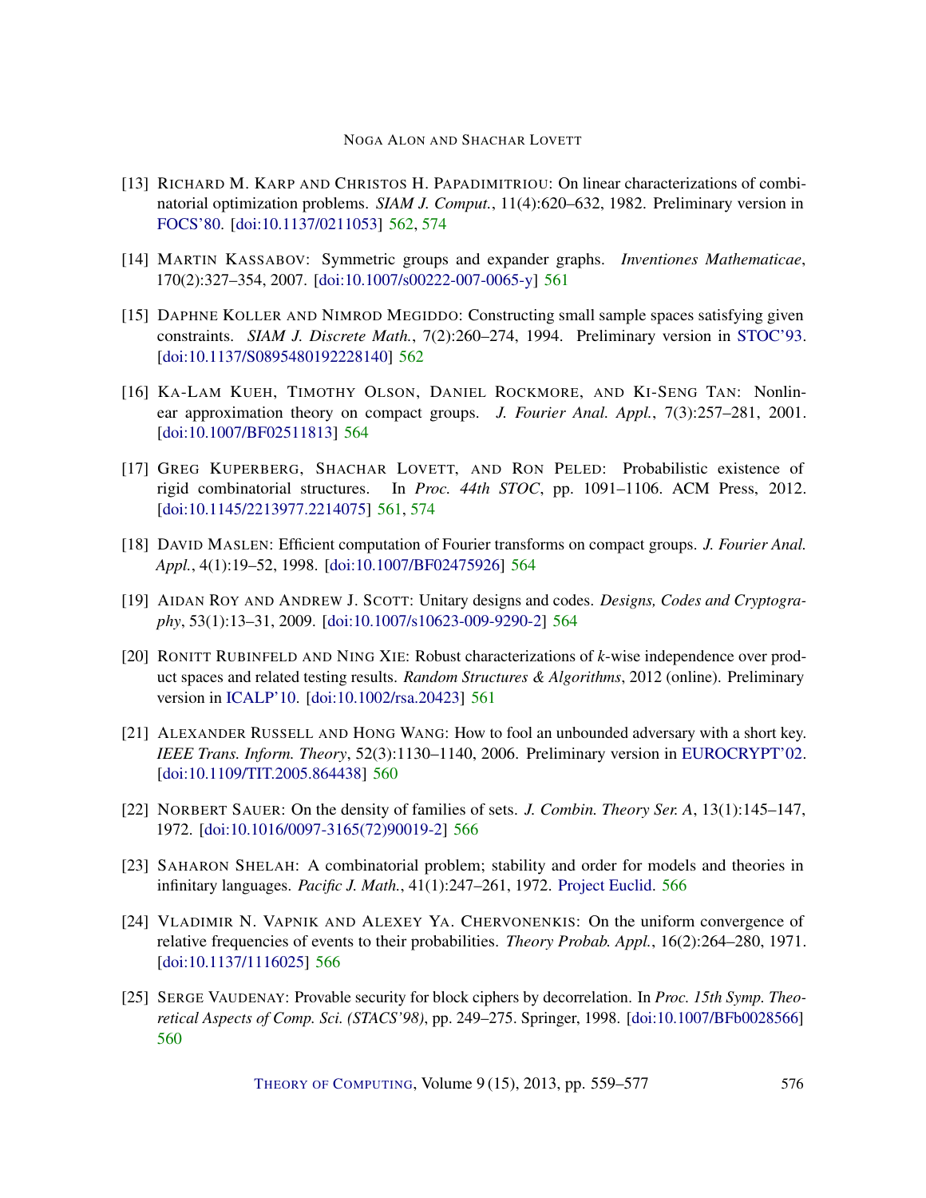[13] Richard M. Karp and Christos H. Papadimitriou: On linear characterizations of combinatorial optimization problems. *SIAM J. Comput.*, 11(4):620–632, 1982. Preliminary version in FOCS'80. [doi:10.1137/0211053] 562, 574

[14] Martin Kassabov: Symmetric groups and expander graphs. *Inventiones Mathematicae*, 170(2):327–354, 2007. [doi:10.1007/s00222-007-0065-y] 561

[15] Daphne Koller and Nimrod Megiddo: Constructing small sample spaces satisfying given constraints. *SIAM J. Discrete Math.*, 7(2):260–274, 1994. Preliminary version in STOC'93. [doi:10.1137/S0895480192228140] 562

[16] Ka-Lam Kueh, Timothy Olson, Daniel Rockmore, and Ki-Seng Tan: Nonlinear approximation theory on compact groups. *J. Fourier Anal. Appl.*, 7(3):257–281, 2001. [doi:10.1007/BF02511813] 564

[17] Greg Kuperberg, Shachar Lovett, and Ron Peled: Probabilistic existence of rigid combinatorial structures. In *Proc. 44th STOC*, pp. 1091–1106. ACM Press, 2012. [doi:10.1145/2213977.2214075] 561, 574

[18] David Maslen: Efficient computation of Fourier transforms on compact groups. *J. Fourier Anal. Appl.*, 4(1):19–52, 1998. [doi:10.1007/BF02475926] 564

[19] Aidan Roy and Andrew J. Scott: Unitary designs and codes. *Designs, Codes and Cryptography*, 53(1):13–31, 2009. [doi:10.1007/s10623-009-9290-2] 564

[20] Ronitt Rubinfeld and Ning Xie: Robust characterizations of $k$-wise independence over product spaces and related testing results. *Random Structures & Algorithms*, 2012 (online). Preliminary version in ICALP'10. [doi:10.1002/rsa.20423] 561

[21] Alexander Russell and Hong Wang: How to fool an unbounded adversary with a short key. *IEEE Trans. Inform. Theory*, 52(3):1130–1140, 2006. Preliminary version in EUROCRYPT'02. [doi:10.1109/TIT.2005.864438] 560

[22] Norbert Sauer: On the density of families of sets. *J. Combin. Theory Ser. A*, 13(1):145–147, 1972. [doi:10.1016/0097-3165(72)90019-2] 566

[23] Saharon Shelah: A combinatorial problem; stability and order for models and theories in infinitary languages. *Pacific J. Math.*, 41(1):247–261, 1972. Project Euclid. 566

[24] Vladimir N. Vapnik and Alexey Ya. Chervonenkis: On the uniform convergence of relative frequencies of events to their probabilities. *Theory Probab. Appl.*, 16(2):264–280, 1971. [doi:10.1137/1116025] 566

[25] Serge Vaudenay: Provable security for block ciphers by decorrelation. In *Proc. 15th Symp. Theoretical Aspects of Comp. Sci. (STACS'98)*, pp. 249–275. Springer, 1998. [doi:10.1007/BFb0028566] 560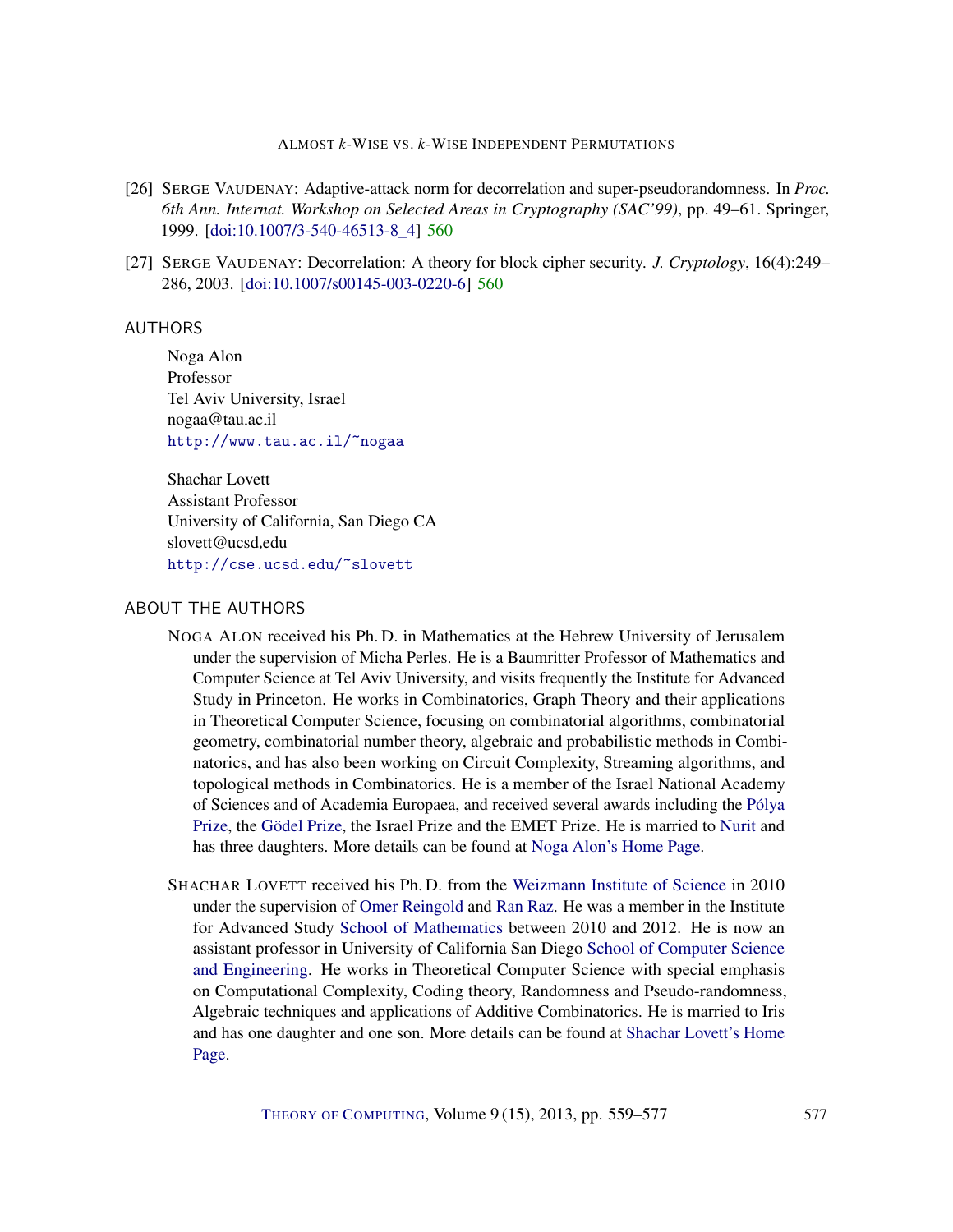[26] Serge Vaudenay: Adaptive-attack norm for decorrelation and super-pseudorandomness. In *Proc. 6th Ann. Internat. Workshop on Selected Areas in Cryptography (SAC'99)*, pp. 49–61. Springer, 1999. [doi:10.1007/3-540-46513-8_4] 560

[27] Serge Vaudenay: Decorrelation: A theory for block cipher security. *J. Cryptology*, 16(4):249–286, 2003. [doi:10.1007/s00145-003-0220-6] 560

## AUTHORS

Noga Alon
Professor
Tel Aviv University, Israel
nogaa@tau.ac.il
http://www.tau.ac.il/~nogaa

Shachar Lovett
Assistant Professor
University of California, San Diego CA
slovett@ucsd.edu
http://cse.ucsd.edu/~slovett

## ABOUT THE AUTHORS

Noga Alon received his Ph. D. in Mathematics at the Hebrew University of Jerusalem under the supervision of Micha Perles. He is a Baumritter Professor of Mathematics and Computer Science at Tel Aviv University, and visits frequently the Institute for Advanced Study in Princeton. He works in Combinatorics, Graph Theory and their applications in Theoretical Computer Science, focusing on combinatorial algorithms, combinatorial geometry, combinatorial number theory, algebraic and probabilistic methods in Combinatorics, and has also been working on Circuit Complexity, Streaming algorithms, and topological methods in Combinatorics. He is a member of the Israel National Academy of Sciences and of Academia Europaea, and received several awards including the Pólya Prize, the Gödel Prize, the Israel Prize and the EMET Prize. He is married to Nurit and has three daughters. More details can be found at Noga Alon's Home Page.

Shachar Lovett received his Ph. D. from the Weizmann Institute of Science in 2010 under the supervision of Omer Reingold and Ran Raz. He was a member in the Institute for Advanced Study School of Mathematics between 2010 and 2012. He is now an assistant professor in University of California San Diego School of Computer Science and Engineering. He works in Theoretical Computer Science with special emphasis on Computational Complexity, Coding theory, Randomness and Pseudo-randomness, Algebraic techniques and applications of Additive Combinatorics. He is married to Iris and has one daughter and one son. More details can be found at Shachar Lovett's Home Page.